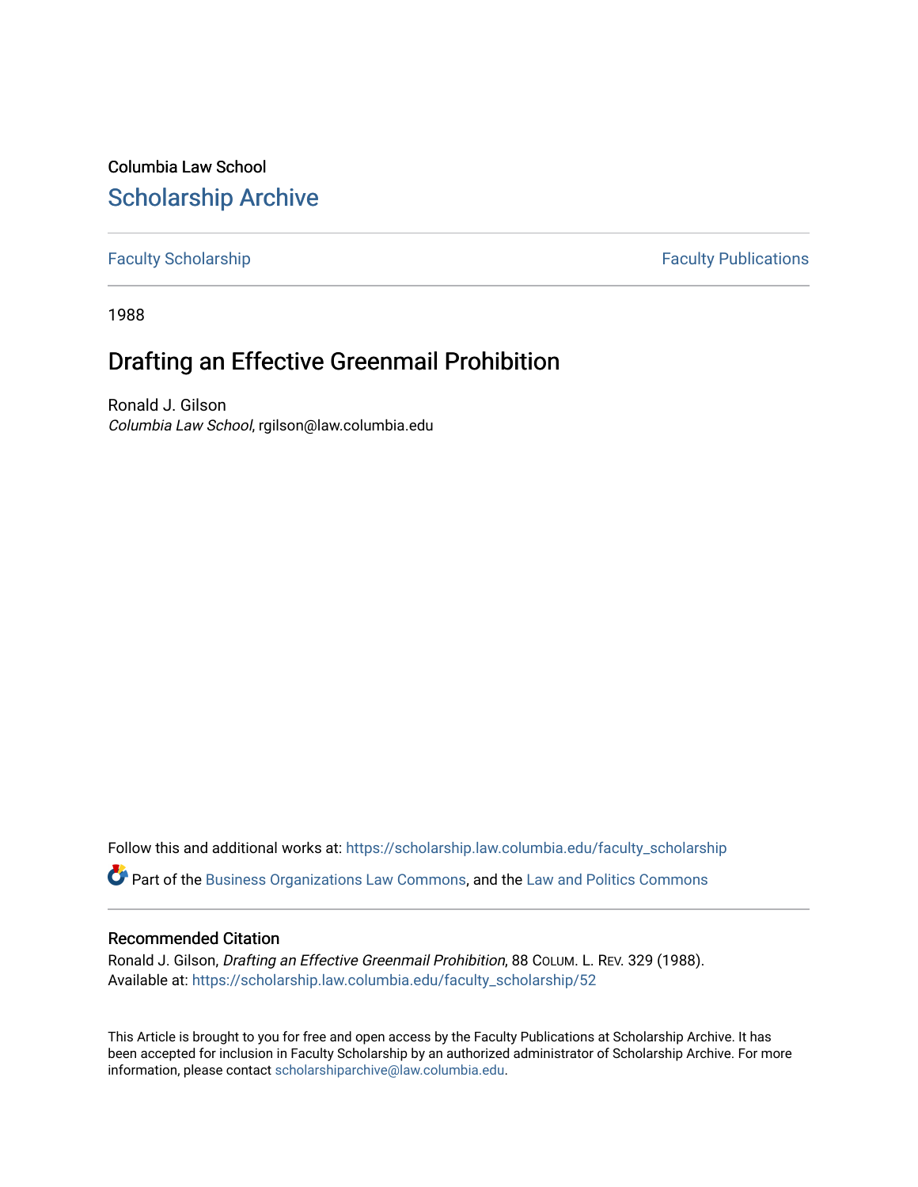Columbia Law School

# Scholarship Archive

Faculty Scholarship | Faculty Publications

1988

## Drafting an Effective Greenmail Prohibition

Ronald J. Gilson
*Columbia Law School*, rgilson@law.columbia.edu

Follow this and additional works at: https://scholarship.law.columbia.edu/faculty_scholarship

Part of the Business Organizations Law Commons, and the Law and Politics Commons

### Recommended Citation

Ronald J. Gilson, *Drafting an Effective Greenmail Prohibition*, 88 COLUM. L. REV. 329 (1988).
Available at: https://scholarship.law.columbia.edu/faculty_scholarship/52

This Article is brought to you for free and open access by the Faculty Publications at Scholarship Archive. It has been accepted for inclusion in Faculty Scholarship by an authorized administrator of Scholarship Archive. For more information, please contact scholarshiparchive@law.columbia.edu.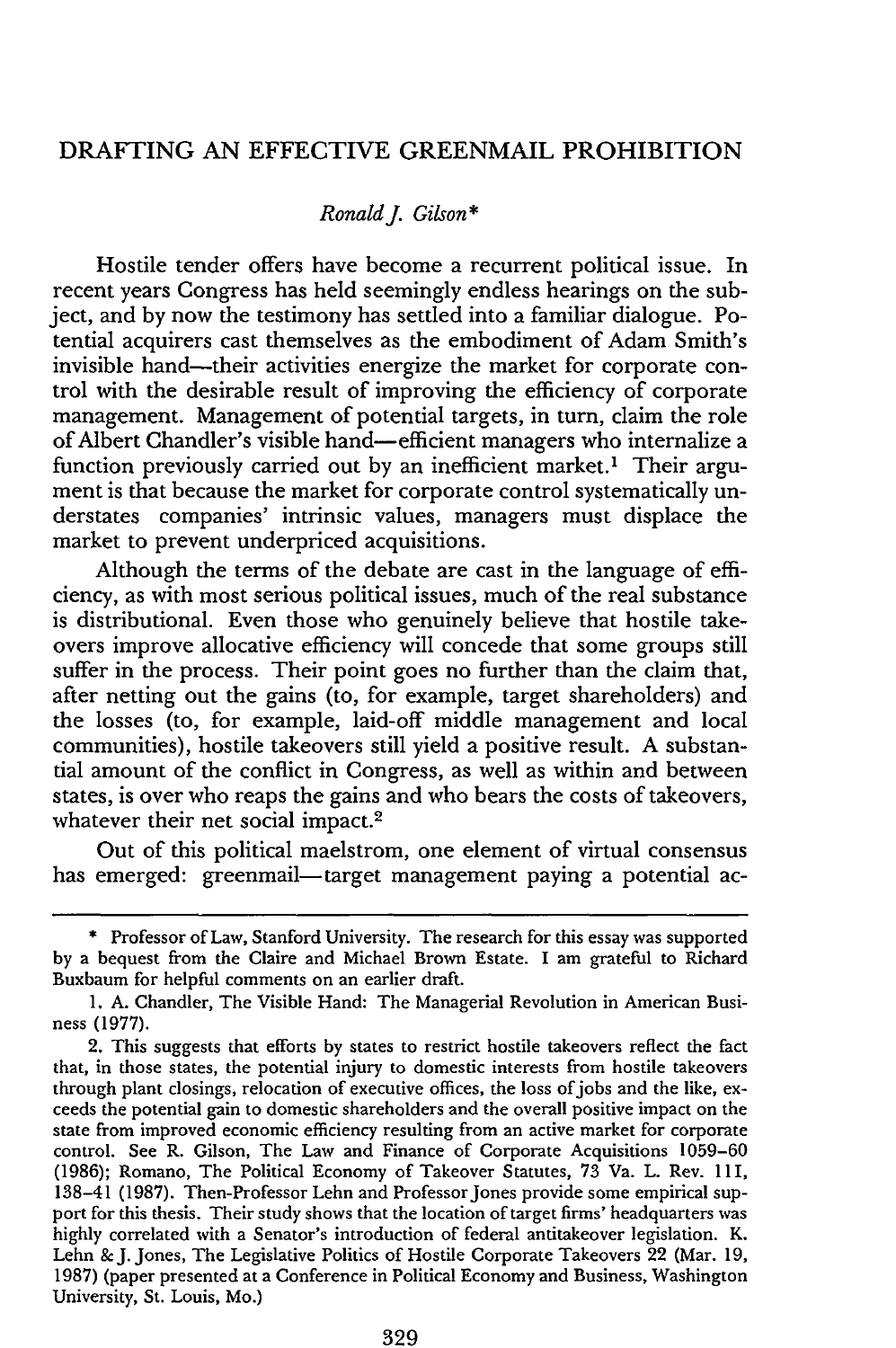# DRAFTING AN EFFECTIVE GREENMAIL PROHIBITION

*Ronald J. Gilson*\*

Hostile tender offers have become a recurrent political issue. In recent years Congress has held seemingly endless hearings on the subject, and by now the testimony has settled into a familiar dialogue. Potential acquirers cast themselves as the embodiment of Adam Smith's invisible hand—their activities energize the market for corporate control with the desirable result of improving the efficiency of corporate management. Management of potential targets, in turn, claim the role of Albert Chandler's visible hand—efficient managers who internalize a function previously carried out by an inefficient market.[1] Their argument is that because the market for corporate control systematically understates companies' intrinsic values, managers must displace the market to prevent underpriced acquisitions.

Although the terms of the debate are cast in the language of efficiency, as with most serious political issues, much of the real substance is distributional. Even those who genuinely believe that hostile takeovers improve allocative efficiency will concede that some groups still suffer in the process. Their point goes no further than the claim that, after netting out the gains (to, for example, target shareholders) and the losses (to, for example, laid-off middle management and local communities), hostile takeovers still yield a positive result. A substantial amount of the conflict in Congress, as well as within and between states, is over who reaps the gains and who bears the costs of takeovers, whatever their net social impact.[2]

Out of this political maelstrom, one element of virtual consensus has emerged: greenmail—target management paying a potential ac-

---

\* Professor of Law, Stanford University. The research for this essay was supported by a bequest from the Claire and Michael Brown Estate. I am grateful to Richard Buxbaum for helpful comments on an earlier draft.

1. A. Chandler, The Visible Hand: The Managerial Revolution in American Business (1977).

2. This suggests that efforts by states to restrict hostile takeovers reflect the fact that, in those states, the potential injury to domestic interests from hostile takeovers through plant closings, relocation of executive offices, the loss of jobs and the like, exceeds the potential gain to domestic shareholders and the overall positive impact on the state from improved economic efficiency resulting from an active market for corporate control. See R. Gilson, The Law and Finance of Corporate Acquisitions 1059–60 (1986); Romano, The Political Economy of Takeover Statutes, 73 Va. L. Rev. 111, 138–41 (1987). Then-Professor Lehn and Professor Jones provide some empirical support for this thesis. Their study shows that the location of target firms' headquarters was highly correlated with a Senator's introduction of federal antitakeover legislation. K. Lehn & J. Jones, The Legislative Politics of Hostile Corporate Takeovers 22 (Mar. 19, 1987) (paper presented at a Conference in Political Economy and Business, Washington University, St. Louis, Mo.)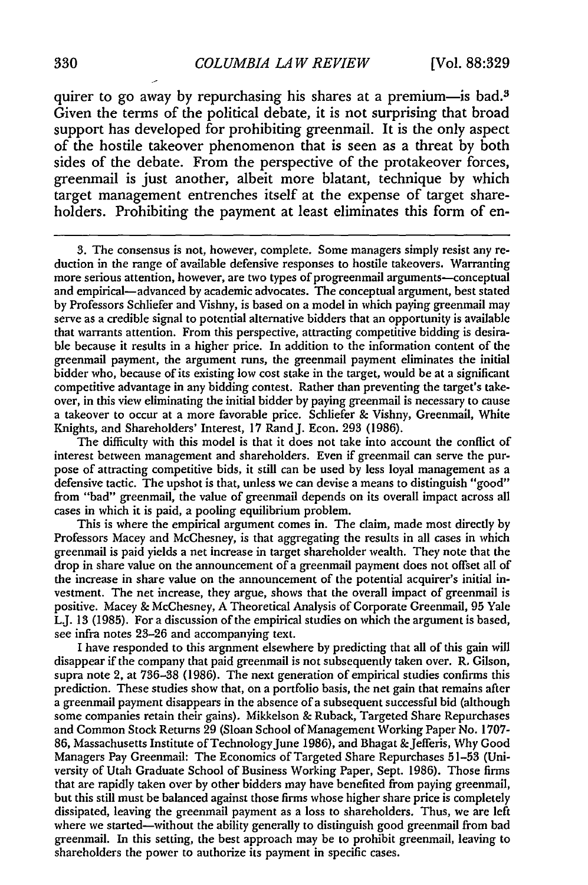quirer to go away by repurchasing his shares at a premium—is bad.[3] Given the terms of the political debate, it is not surprising that broad support has developed for prohibiting greenmail. It is the only aspect of the hostile takeover phenomenon that is seen as a threat by both sides of the debate. From the perspective of the protakeover forces, greenmail is just another, albeit more blatant, technique by which target management entrenches itself at the expense of target shareholders. Prohibiting the payment at least eliminates this form of en-

---

3. The consensus is not, however, complete. Some managers simply resist any reduction in the range of available defensive responses to hostile takeovers. Warranting more serious attention, however, are two types of progreenmail arguments—conceptual and empirical—advanced by academic advocates. The conceptual argument, best stated by Professors Schliefer and Vishny, is based on a model in which paying greenmail may serve as a credible signal to potential alternative bidders that an opportunity is available that warrants attention. From this perspective, attracting competitive bidding is desirable because it results in a higher price. In addition to the information content of the greenmail payment, the argument runs, the greenmail payment eliminates the initial bidder who, because of its existing low cost stake in the target, would be at a significant competitive advantage in any bidding contest. Rather than preventing the target's takeover, in this view eliminating the initial bidder by paying greenmail is necessary to cause a takeover to occur at a more favorable price. Schliefer & Vishny, Greenmail, White Knights, and Shareholders' Interest, 17 Rand J. Econ. 293 (1986).

The difficulty with this model is that it does not take into account the conflict of interest between management and shareholders. Even if greenmail can serve the purpose of attracting competitive bids, it still can be used by less loyal management as a defensive tactic. The upshot is that, unless we can devise a means to distinguish "good" from "bad" greenmail, the value of greenmail depends on its overall impact across all cases in which it is paid, a pooling equilibrium problem.

This is where the empirical argument comes in. The claim, made most directly by Professors Macey and McChesney, is that aggregating the results in all cases in which greenmail is paid yields a net increase in target shareholder wealth. They note that the drop in share value on the announcement of a greenmail payment does not offset all of the increase in share value on the announcement of the potential acquirer's initial investment. The net increase, they argue, shows that the overall impact of greenmail is positive. Macey & McChesney, A Theoretical Analysis of Corporate Greenmail, 95 Yale L.J. 13 (1985). For a discussion of the empirical studies on which the argument is based, see infra notes 23–26 and accompanying text.

I have responded to this argnment elsewhere by predicting that all of this gain will disappear if the company that paid greenmail is not subsequently taken over. R. Gilson, supra note 2, at 736–38 (1986). The next generation of empirical studies confirms this prediction. These studies show that, on a portfolio basis, the net gain that remains after a greenmail payment disappears in the absence of a subsequent successful bid (although some companies retain their gains). Mikkelson & Ruback, Targeted Share Repurchases and Common Stock Returns 29 (Sloan School of Management Working Paper No. 1707-86, Massachusetts Institute of Technology June 1986), and Bhagat & Jefferis, Why Good Managers Pay Greenmail: The Economics of Targeted Share Repurchases 51–53 (University of Utah Graduate School of Business Working Paper, Sept. 1986). Those firms that are rapidly taken over by other bidders may have benefited from paying greenmail, but this still must be balanced against those firms whose higher share price is completely dissipated, leaving the greenmail payment as a loss to shareholders. Thus, we are left where we started—without the ability generally to distinguish good greenmail from bad greenmail. In this setting, the best approach may be to prohibit greenmail, leaving to shareholders the power to authorize its payment in specific cases.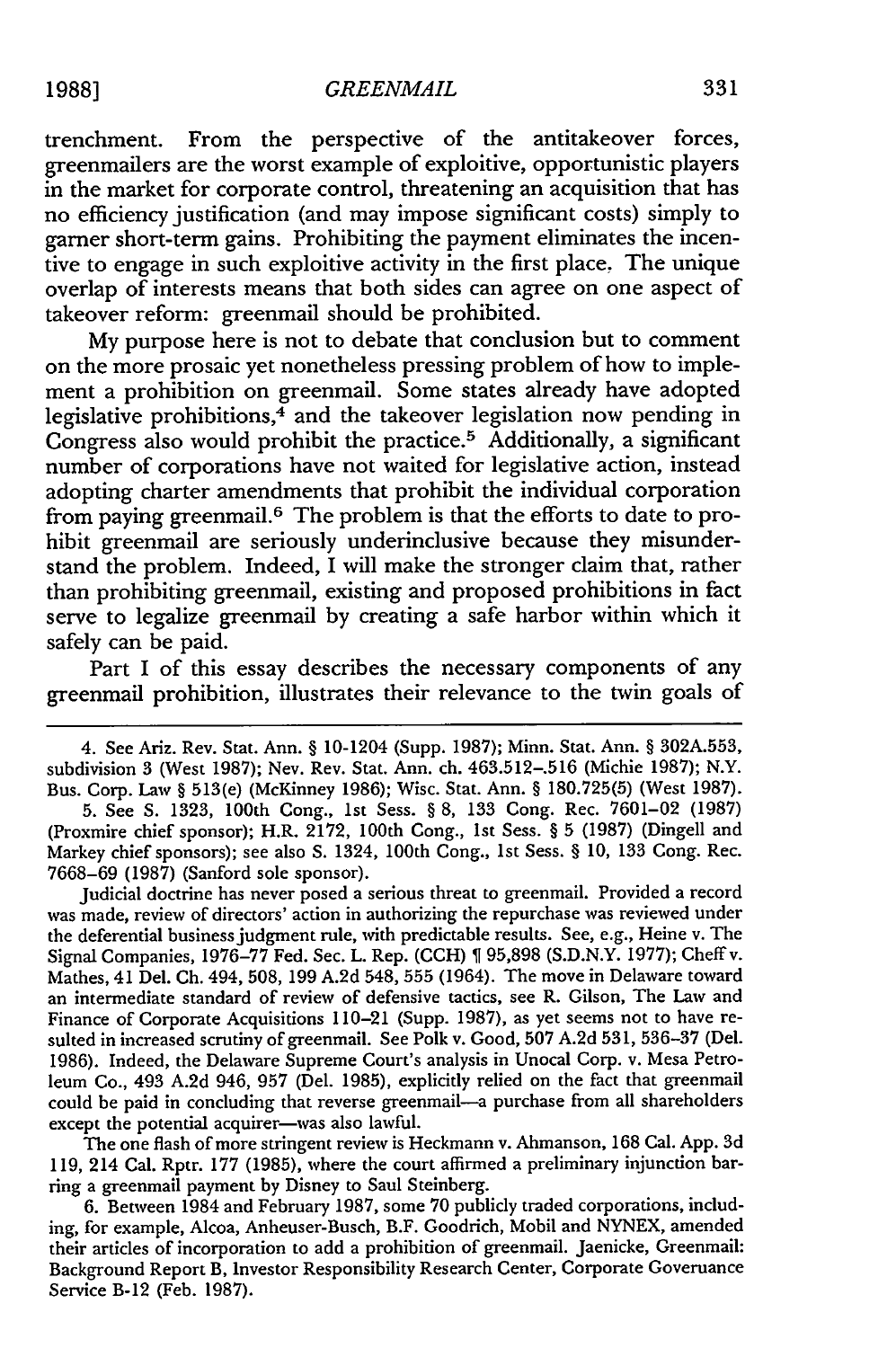trenchment. From the perspective of the antitakeover forces, greenmailers are the worst example of exploitive, opportunistic players in the market for corporate control, threatening an acquisition that has no efficiency justification (and may impose significant costs) simply to garner short-term gains. Prohibiting the payment eliminates the incentive to engage in such exploitive activity in the first place. The unique overlap of interests means that both sides can agree on one aspect of takeover reform: greenmail should be prohibited.

My purpose here is not to debate that conclusion but to comment on the more prosaic yet nonetheless pressing problem of how to implement a prohibition on greenmail. Some states already have adopted legislative prohibitions,[4] and the takeover legislation now pending in Congress also would prohibit the practice.[5] Additionally, a significant number of corporations have not waited for legislative action, instead adopting charter amendments that prohibit the individual corporation from paying greenmail.[6] The problem is that the efforts to date to prohibit greenmail are seriously underinclusive because they misunderstand the problem. Indeed, I will make the stronger claim that, rather than prohibiting greenmail, existing and proposed prohibitions in fact serve to legalize greenmail by creating a safe harbor within which it safely can be paid.

Part I of this essay describes the necessary components of any greenmail prohibition, illustrates their relevance to the twin goals of

---

4. See Ariz. Rev. Stat. Ann. § 10-1204 (Supp. 1987); Minn. Stat. Ann. § 302A.553, subdivision 3 (West 1987); Nev. Rev. Stat. Ann. ch. 463.512–.516 (Michie 1987); N.Y. Bus. Corp. Law § 513(e) (McKinney 1986); Wisc. Stat. Ann. § 180.725(5) (West 1987).

5. See S. 1323, 100th Cong., 1st Sess. § 8, 133 Cong. Rec. 7601–02 (1987) (Proxmire chief sponsor); H.R. 2172, 100th Cong., 1st Sess. § 5 (1987) (Dingell and Markey chief sponsors); see also S. 1324, 100th Cong., 1st Sess. § 10, 133 Cong. Rec. 7668–69 (1987) (Sanford sole sponsor).

Judicial doctrine has never posed a serious threat to greenmail. Provided a record was made, review of directors' action in authorizing the repurchase was reviewed under the deferential business judgment rule, with predictable results. See, e.g., Heine v. The Signal Companies, 1976–77 Fed. Sec. L. Rep. (CCH) ¶ 95,898 (S.D.N.Y. 1977); Cheff v. Mathes, 41 Del. Ch. 494, 508, 199 A.2d 548, 555 (1964). The move in Delaware toward an intermediate standard of review of defensive tactics, see R. Gilson, The Law and Finance of Corporate Acquisitions 110–21 (Supp. 1987), as yet seems not to have resulted in increased scrutiny of greenmail. See Polk v. Good, 507 A.2d 531, 536–37 (Del. 1986). Indeed, the Delaware Supreme Court's analysis in Unocal Corp. v. Mesa Petroleum Co., 493 A.2d 946, 957 (Del. 1985), explicitly relied on the fact that greenmail could be paid in concluding that reverse greenmail—a purchase from all shareholders except the potential acquirer—was also lawful.

The one flash of more stringent review is Heckmann v. Ahmanson, 168 Cal. App. 3d 119, 214 Cal. Rptr. 177 (1985), where the court affirmed a preliminary injunction barring a greenmail payment by Disney to Saul Steinberg.

6. Between 1984 and February 1987, some 70 publicly traded corporations, including, for example, Alcoa, Anheuser-Busch, B.F. Goodrich, Mobil and NYNEX, amended their articles of incorporation to add a prohibition of greenmail. Jaenicke, Greenmail: Background Report B, Investor Responsibility Research Center, Corporate Governance Service B-12 (Feb. 1987).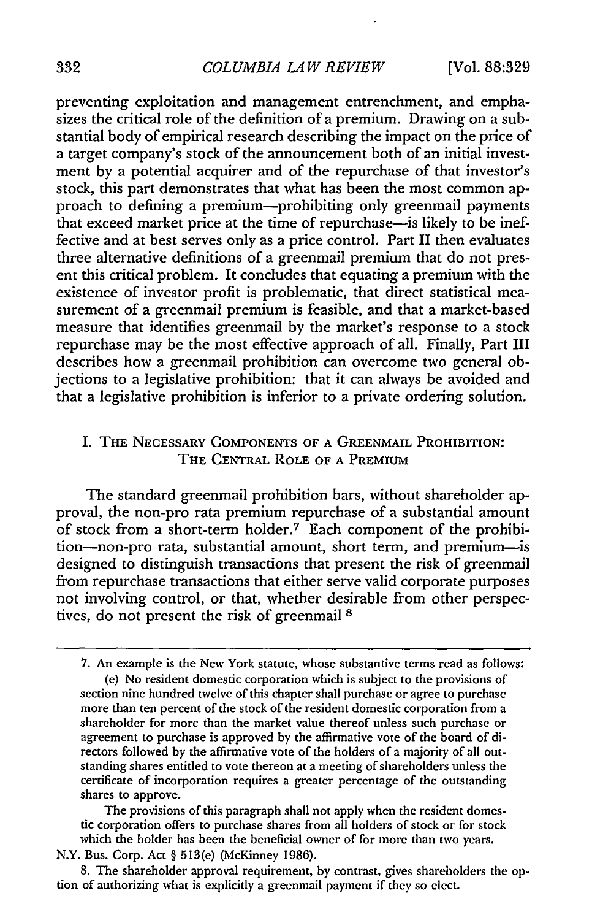preventing exploitation and management entrenchment, and emphasizes the critical role of the definition of a premium. Drawing on a substantial body of empirical research describing the impact on the price of a target company's stock of the announcement both of an initial investment by a potential acquirer and of the repurchase of that investor's stock, this part demonstrates that what has been the most common approach to defining a premium—prohibiting only greenmail payments that exceed market price at the time of repurchase—is likely to be ineffective and at best serves only as a price control. Part II then evaluates three alternative definitions of a greenmail premium that do not present this critical problem. It concludes that equating a premium with the existence of investor profit is problematic, that direct statistical measurement of a greenmail premium is feasible, and that a market-based measure that identifies greenmail by the market's response to a stock repurchase may be the most effective approach of all. Finally, Part III describes how a greenmail prohibition can overcome two general objections to a legislative prohibition: that it can always be avoided and that a legislative prohibition is inferior to a private ordering solution.

## I. The Necessary Components of a Greenmail Prohibition: The Central Role of a Premium

The standard greenmail prohibition bars, without shareholder approval, the non-pro rata premium repurchase of a substantial amount of stock from a short-term holder.[7] Each component of the prohibition—non-pro rata, substantial amount, short term, and premium—is designed to distinguish transactions that present the risk of greenmail from repurchase transactions that either serve valid corporate purposes not involving control, or that, whether desirable from other perspectives, do not present the risk of greenmail [8]

---

7. An example is the New York statute, whose substantive terms read as follows:

> (e) No resident domestic corporation which is subject to the provisions of section nine hundred twelve of this chapter shall purchase or agree to purchase more than ten percent of the stock of the resident domestic corporation from a shareholder for more than the market value thereof unless such purchase or agreement to purchase is approved by the affirmative vote of the board of directors followed by the affirmative vote of the holders of a majority of all outstanding shares entitled to vote thereon at a meeting of shareholders unless the certificate of incorporation requires a greater percentage of the outstanding shares to approve.
>
> The provisions of this paragraph shall not apply when the resident domestic corporation offers to purchase shares from all holders of stock or for stock which the holder has been the beneficial owner of for more than two years.

N.Y. Bus. Corp. Act § 513(e) (McKinney 1986).

8. The shareholder approval requirement, by contrast, gives shareholders the option of authorizing what is explicitly a greenmail payment if they so elect.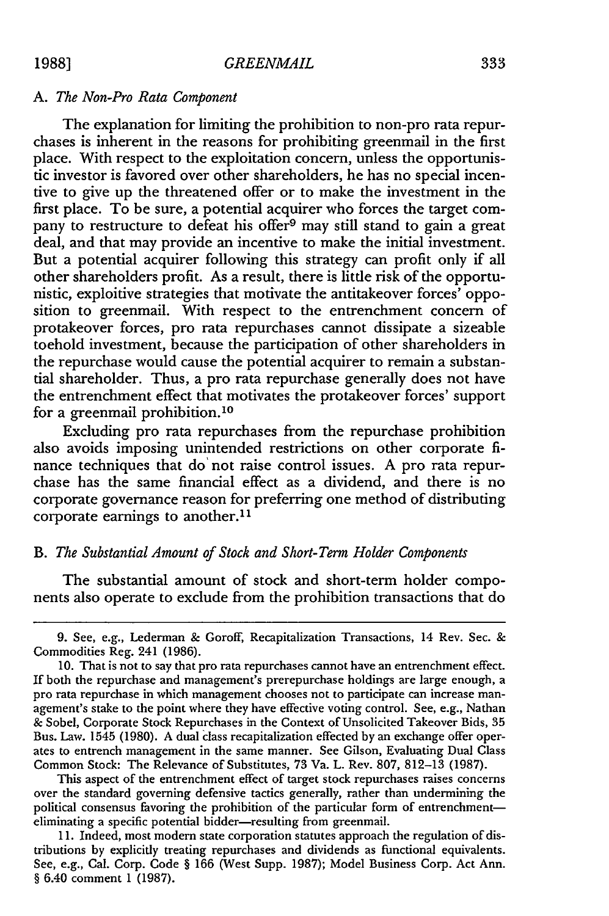### A. *The Non-Pro Rata Component*

The explanation for limiting the prohibition to non-pro rata repurchases is inherent in the reasons for prohibiting greenmail in the first place. With respect to the exploitation concern, unless the opportunistic investor is favored over other shareholders, he has no special incentive to give up the threatened offer or to make the investment in the first place. To be sure, a potential acquirer who forces the target company to restructure to defeat his offer[9] may still stand to gain a great deal, and that may provide an incentive to make the initial investment. But a potential acquirer following this strategy can profit only if all other shareholders profit. As a result, there is little risk of the opportunistic, exploitive strategies that motivate the antitakeover forces' opposition to greenmail. With respect to the entrenchment concern of protakeover forces, pro rata repurchases cannot dissipate a sizeable toehold investment, because the participation of other shareholders in the repurchase would cause the potential acquirer to remain a substantial shareholder. Thus, a pro rata repurchase generally does not have the entrenchment effect that motivates the protakeover forces' support for a greenmail prohibition.[10]

Excluding pro rata repurchases from the repurchase prohibition also avoids imposing unintended restrictions on other corporate finance techniques that do not raise control issues. A pro rata repurchase has the same financial effect as a dividend, and there is no corporate governance reason for preferring one method of distributing corporate earnings to another.[11]

### B. *The Substantial Amount of Stock and Short-Term Holder Components*

The substantial amount of stock and short-term holder components also operate to exclude from the prohibition transactions that do

---

9. See, e.g., Lederman & Goroff, Recapitalization Transactions, 14 Rev. Sec. & Commodities Reg. 241 (1986).

10. That is not to say that pro rata repurchases cannot have an entrenchment effect. If both the repurchase and management's prerepurchase holdings are large enough, a pro rata repurchase in which management chooses not to participate can increase management's stake to the point where they have effective voting control. See, e.g., Nathan & Sobel, Corporate Stock Repurchases in the Context of Unsolicited Takeover Bids, 35 Bus. Law. 1545 (1980). A dual class recapitalization effected by an exchange offer operates to entrench management in the same manner. See Gilson, Evaluating Dual Class Common Stock: The Relevance of Substitutes, 73 Va. L. Rev. 807, 812–13 (1987).

This aspect of the entrenchment effect of target stock repurchases raises concerns over the standard governing defensive tactics generally, rather than undermining the political consensus favoring the prohibition of the particular form of entrenchment—eliminating a specific potential bidder—resulting from greenmail.

11. Indeed, most modern state corporation statutes approach the regulation of distributions by explicitly treating repurchases and dividends as functional equivalents. See, e.g., Cal. Corp. Code § 166 (West Supp. 1987); Model Business Corp. Act Ann. § 6.40 comment 1 (1987).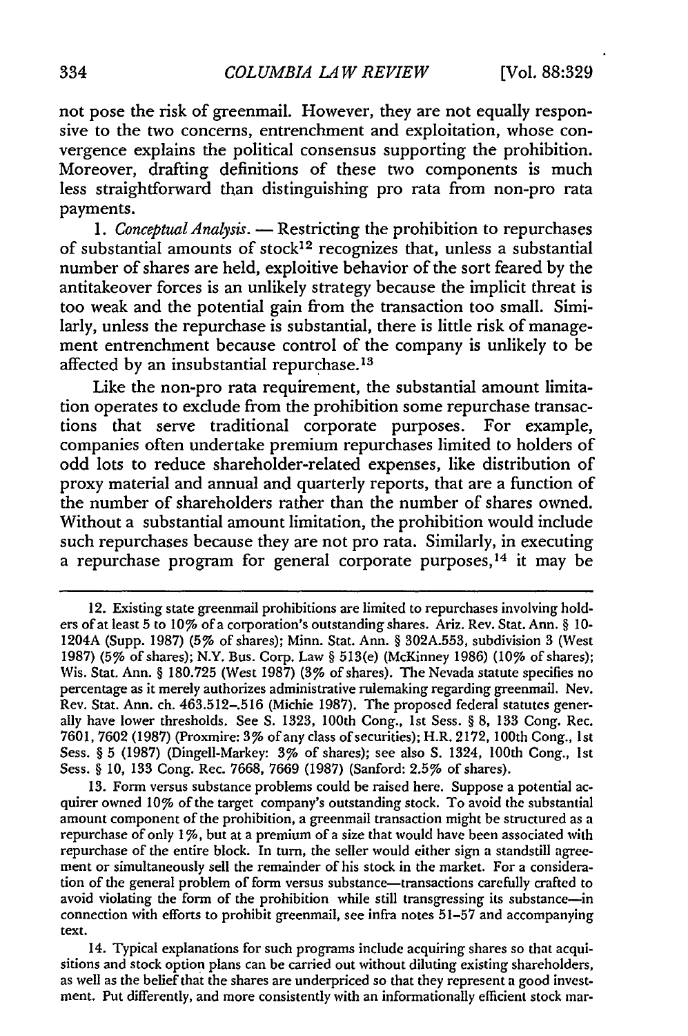not pose the risk of greenmail. However, they are not equally responsive to the two concerns, entrenchment and exploitation, whose convergence explains the political consensus supporting the prohibition. Moreover, drafting definitions of these two components is much less straightforward than distinguishing pro rata from non-pro rata payments.

1. *Conceptual Analysis.* — Restricting the prohibition to repurchases of substantial amounts of stock[12] recognizes that, unless a substantial number of shares are held, exploitive behavior of the sort feared by the antitakeover forces is an unlikely strategy because the implicit threat is too weak and the potential gain from the transaction too small. Similarly, unless the repurchase is substantial, there is little risk of management entrenchment because control of the company is unlikely to be affected by an insubstantial repurchase.[13]

Like the non-pro rata requirement, the substantial amount limitation operates to exclude from the prohibition some repurchase transactions that serve traditional corporate purposes. For example, companies often undertake premium repurchases limited to holders of odd lots to reduce shareholder-related expenses, like distribution of proxy material and annual and quarterly reports, that are a function of the number of shareholders rather than the number of shares owned. Without a substantial amount limitation, the prohibition would include such repurchases because they are not pro rata. Similarly, in executing a repurchase program for general corporate purposes,[14] it may be

---

12. Existing state greenmail prohibitions are limited to repurchases involving holders of at least 5 to 10% of a corporation's outstanding shares. Ariz. Rev. Stat. Ann. § 10-1204A (Supp. 1987) (5% of shares); Minn. Stat. Ann. § 302A.553, subdivision 3 (West 1987) (5% of shares); N.Y. Bus. Corp. Law § 513(e) (McKinney 1986) (10% of shares); Wis. Stat. Ann. § 180.725 (West 1987) (3% of shares). The Nevada statute specifies no percentage as it merely authorizes administrative rulemaking regarding greenmail. Nev. Rev. Stat. Ann. ch. 463.512-.516 (Michie 1987). The proposed federal statutes generally have lower thresholds. See S. 1323, 100th Cong., 1st Sess. § 8, 133 Cong. Rec. 7601, 7602 (1987) (Proxmire: 3% of any class of securities); H.R. 2172, 100th Cong., 1st Sess. § 5 (1987) (Dingell-Markey: 3% of shares); see also S. 1324, 100th Cong., 1st Sess. § 10, 133 Cong. Rec. 7668, 7669 (1987) (Sanford: 2.5% of shares).

13. Form versus substance problems could be raised here. Suppose a potential acquirer owned 10% of the target company's outstanding stock. To avoid the substantial amount component of the prohibition, a greenmail transaction might be structured as a repurchase of only 1%, but at a premium of a size that would have been associated with repurchase of the entire block. In turn, the seller would either sign a standstill agreement or simultaneously sell the remainder of his stock in the market. For a consideration of the general problem of form versus substance—transactions carefully crafted to avoid violating the form of the prohibition while still transgressing its substance—in connection with efforts to prohibit greenmail, see infra notes 51-57 and accompanying text.

14. Typical explanations for such programs include acquiring shares so that acquisitions and stock option plans can be carried out without diluting existing shareholders, as well as the belief that the shares are underpriced so that they represent a good investment. Put differently, and more consistently with an informationally efficient stock mar-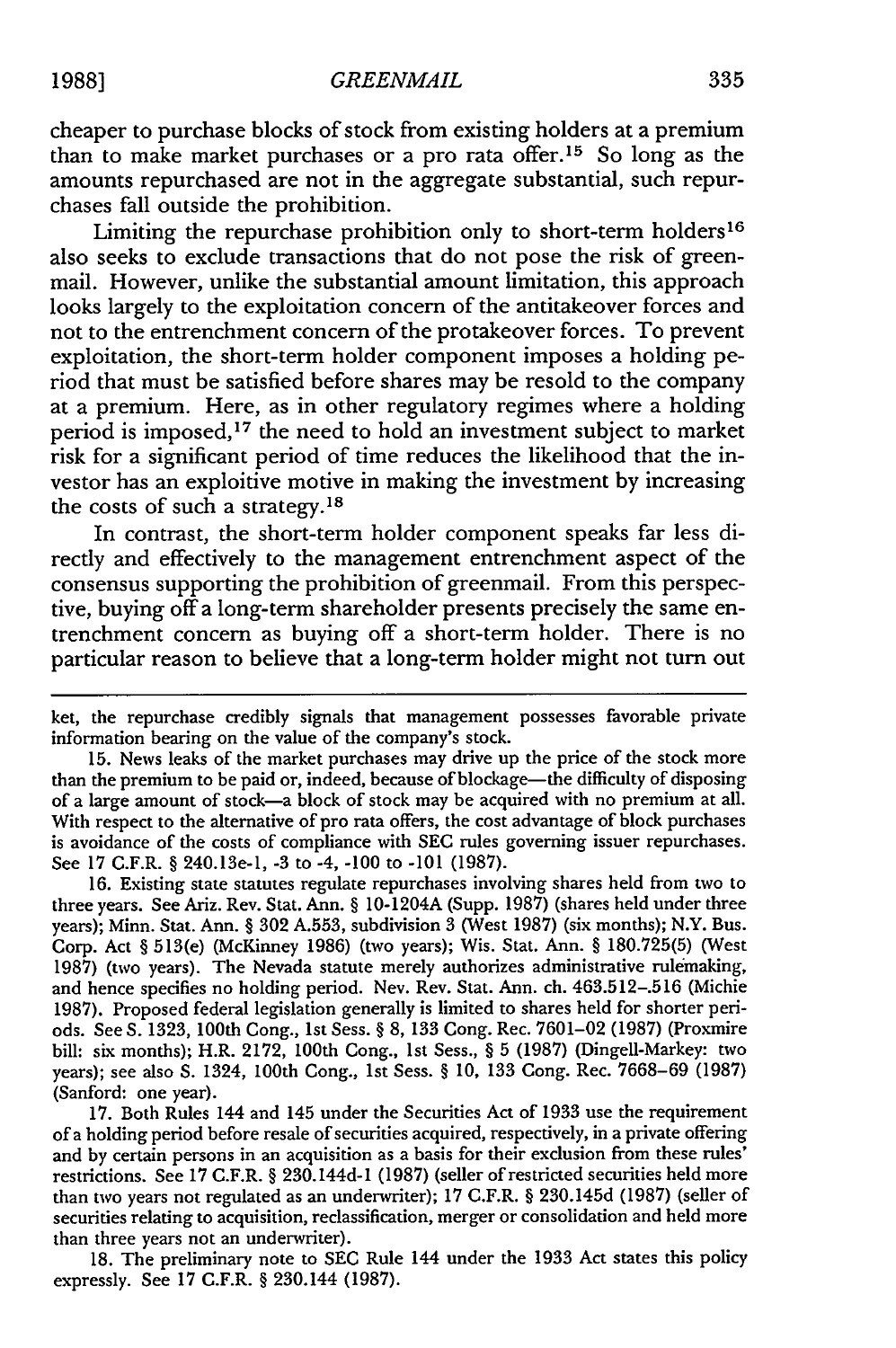cheaper to purchase blocks of stock from existing holders at a premium than to make market purchases or a pro rata offer.[15] So long as the amounts repurchased are not in the aggregate substantial, such repurchases fall outside the prohibition.

Limiting the repurchase prohibition only to short-term holders[16] also seeks to exclude transactions that do not pose the risk of greenmail. However, unlike the substantial amount limitation, this approach looks largely to the exploitation concern of the antitakeover forces and not to the entrenchment concern of the protakeover forces. To prevent exploitation, the short-term holder component imposes a holding period that must be satisfied before shares may be resold to the company at a premium. Here, as in other regulatory regimes where a holding period is imposed,[17] the need to hold an investment subject to market risk for a significant period of time reduces the likelihood that the investor has an exploitive motive in making the investment by increasing the costs of such a strategy.[18]

In contrast, the short-term holder component speaks far less directly and effectively to the management entrenchment aspect of the consensus supporting the prohibition of greenmail. From this perspective, buying off a long-term shareholder presents precisely the same entrenchment concern as buying off a short-term holder. There is no particular reason to believe that a long-term holder might not turn out

---

ket, the repurchase credibly signals that management possesses favorable private information bearing on the value of the company's stock.

15. News leaks of the market purchases may drive up the price of the stock more than the premium to be paid or, indeed, because of blockage—the difficulty of disposing of a large amount of stock—a block of stock may be acquired with no premium at all. With respect to the alternative of pro rata offers, the cost advantage of block purchases is avoidance of the costs of compliance with SEC rules governing issuer repurchases. See 17 C.F.R. § 240.13e-1, -3 to -4, -100 to -101 (1987).

16. Existing state statutes regulate repurchases involving shares held from two to three years. See Ariz. Rev. Stat. Ann. § 10-1204A (Supp. 1987) (shares held under three years); Minn. Stat. Ann. § 302 A.553, subdivision 3 (West 1987) (six months); N.Y. Bus. Corp. Act § 513(e) (McKinney 1986) (two years); Wis. Stat. Ann. § 180.725(5) (West 1987) (two years). The Nevada statute merely authorizes administrative rulemaking, and hence specifies no holding period. Nev. Rev. Stat. Ann. ch. 463.512-.516 (Michie 1987). Proposed federal legislation generally is limited to shares held for shorter periods. See S. 1323, 100th Cong., 1st Sess. § 8, 133 Cong. Rec. 7601-02 (1987) (Proxmire bill: six months); H.R. 2172, 100th Cong., 1st Sess., § 5 (1987) (Dingell-Markey: two years); see also S. 1324, 100th Cong., 1st Sess. § 10, 133 Cong. Rec. 7668-69 (1987) (Sanford: one year).

17. Both Rules 144 and 145 under the Securities Act of 1933 use the requirement of a holding period before resale of securities acquired, respectively, in a private offering and by certain persons in an acquisition as a basis for their exclusion from these rules' restrictions. See 17 C.F.R. § 230.144d-1 (1987) (seller of restricted securities held more than two years not regulated as an underwriter); 17 C.F.R. § 230.145d (1987) (seller of securities relating to acquisition, reclassification, merger or consolidation and held more than three years not an underwriter).

18. The preliminary note to SEC Rule 144 under the 1933 Act states this policy expressly. See 17 C.F.R. § 230.144 (1987).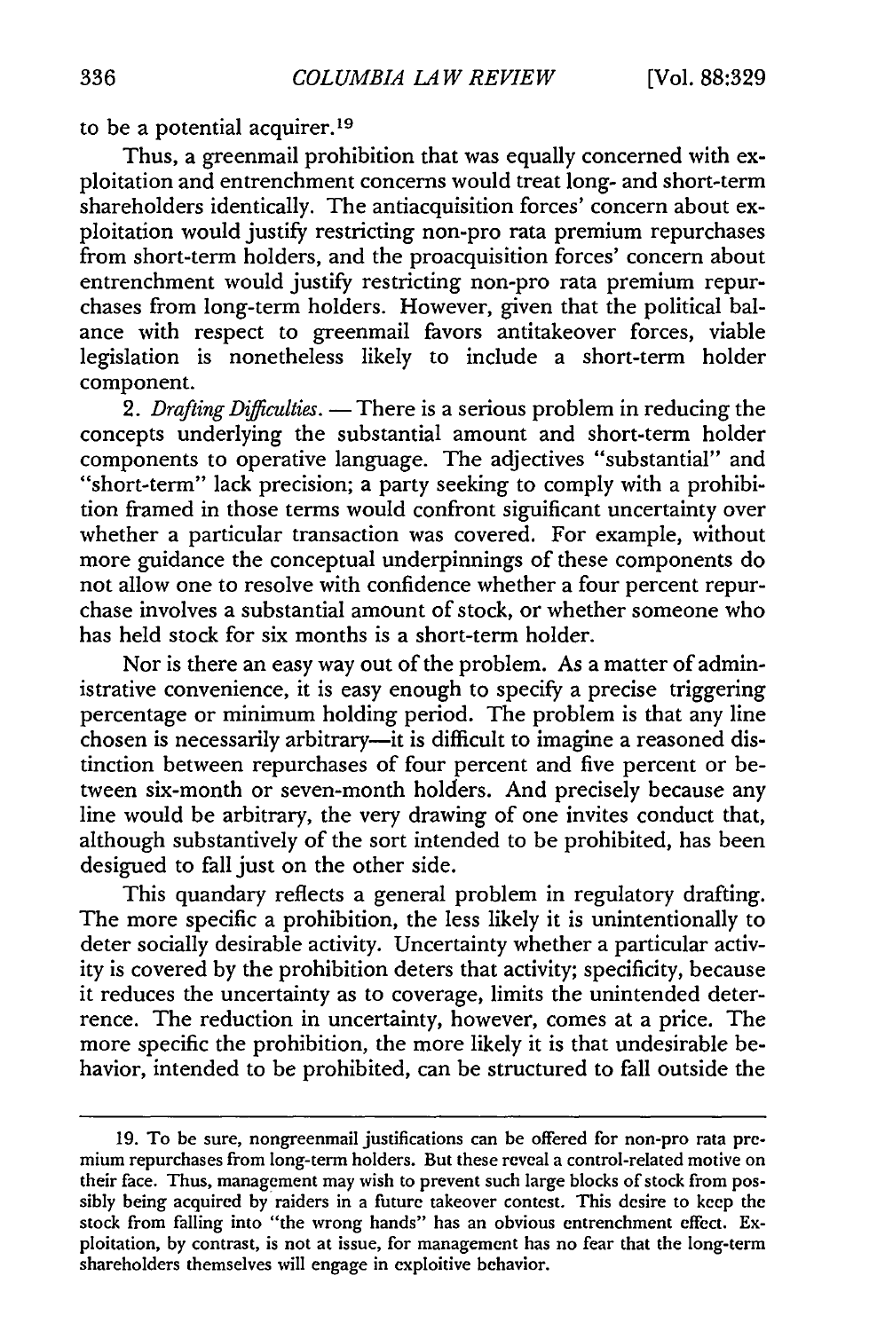to be a potential acquirer.[19]

Thus, a greenmail prohibition that was equally concerned with exploitation and entrenchment concerns would treat long- and short-term shareholders identically. The antiacquisition forces' concern about exploitation would justify restricting non-pro rata premium repurchases from short-term holders, and the proacquisition forces' concern about entrenchment would justify restricting non-pro rata premium repurchases from long-term holders. However, given that the political balance with respect to greenmail favors antitakeover forces, viable legislation is nonetheless likely to include a short-term holder component.

2. *Drafting Difficulties.* — There is a serious problem in reducing the concepts underlying the substantial amount and short-term holder components to operative language. The adjectives "substantial" and "short-term" lack precision; a party seeking to comply with a prohibition framed in those terms would confront siguificant uncertainty over whether a particular transaction was covered. For example, without more guidance the conceptual underpinnings of these components do not allow one to resolve with confidence whether a four percent repurchase involves a substantial amount of stock, or whether someone who has held stock for six months is a short-term holder.

Nor is there an easy way out of the problem. As a matter of administrative convenience, it is easy enough to specify a precise triggering percentage or minimum holding period. The problem is that any line chosen is necessarily arbitrary—it is difficult to imagine a reasoned distinction between repurchases of four percent and five percent or between six-month or seven-month holders. And precisely because any line would be arbitrary, the very drawing of one invites conduct that, although substantively of the sort intended to be prohibited, has been desigued to fall just on the other side.

This quandary reflects a general problem in regulatory drafting. The more specific a prohibition, the less likely it is unintentionally to deter socially desirable activity. Uncertainty whether a particular activity is covered by the prohibition deters that activity; specificity, because it reduces the uncertainty as to coverage, limits the unintended deterrence. The reduction in uncertainty, however, comes at a price. The more specific the prohibition, the more likely it is that undesirable behavior, intended to be prohibited, can be structured to fall outside the

---

19. To be sure, nongreenmail justifications can be offered for non-pro rata premium repurchases from long-term holders. But these reveal a control-related motive on their face. Thus, management may wish to prevent such large blocks of stock from possibly being acquired by raiders in a future takeover contest. This desire to keep the stock from falling into "the wrong hands" has an obvious entrenchment effect. Exploitation, by contrast, is not at issue, for management has no fear that the long-term shareholders themselves will engage in exploitive behavior.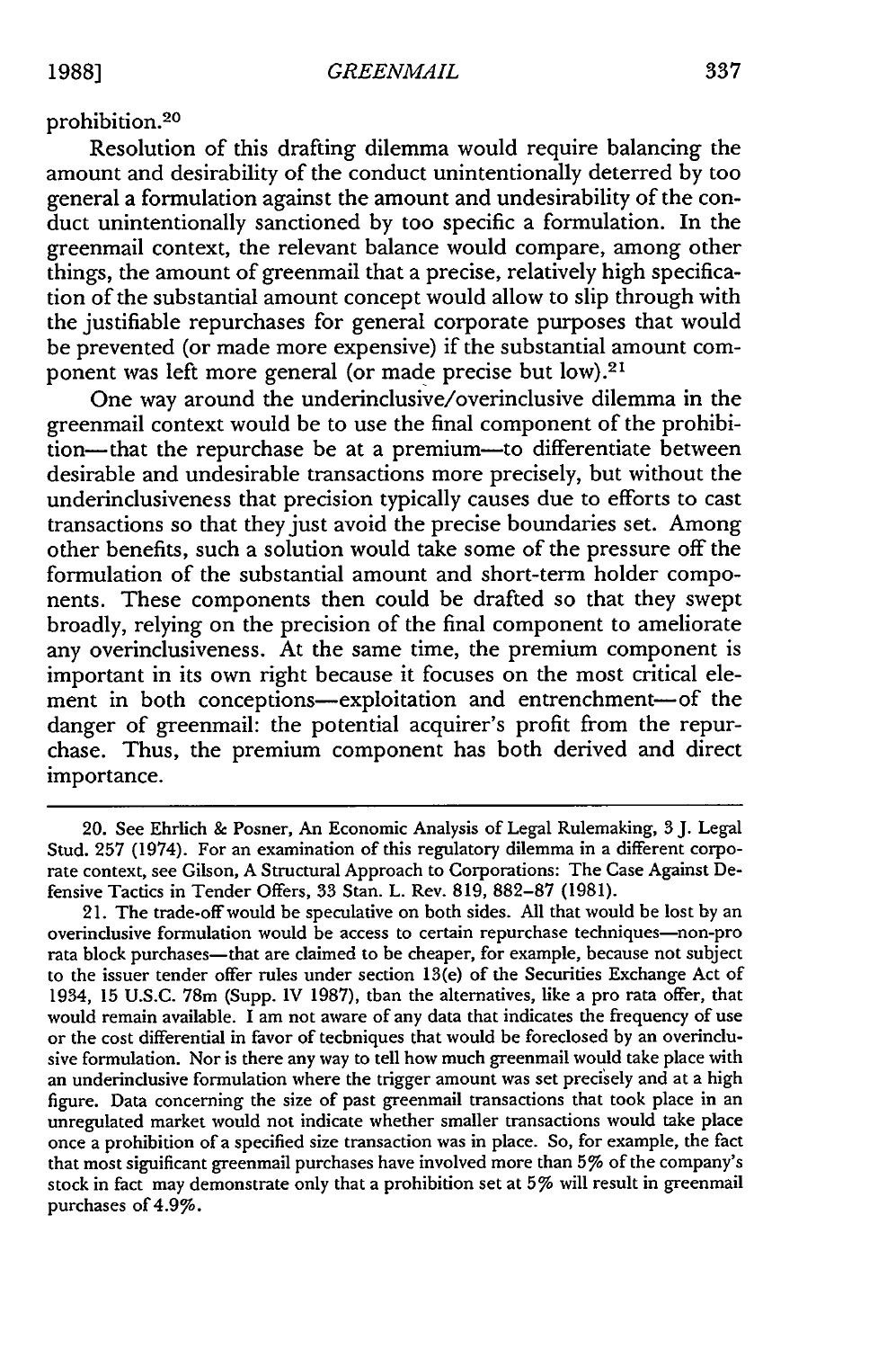prohibition.[20]

Resolution of this drafting dilemma would require balancing the amount and desirability of the conduct unintentionally deterred by too general a formulation against the amount and undesirability of the conduct unintentionally sanctioned by too specific a formulation. In the greenmail context, the relevant balance would compare, among other things, the amount of greenmail that a precise, relatively high specification of the substantial amount concept would allow to slip through with the justifiable repurchases for general corporate purposes that would be prevented (or made more expensive) if the substantial amount component was left more general (or made precise but low).[21]

One way around the underinclusive/overinclusive dilemma in the greenmail context would be to use the final component of the prohibition—that the repurchase be at a premium—to differentiate between desirable and undesirable transactions more precisely, but without the underinclusiveness that precision typically causes due to efforts to cast transactions so that they just avoid the precise boundaries set. Among other benefits, such a solution would take some of the pressure off the formulation of the substantial amount and short-term holder components. These components then could be drafted so that they swept broadly, relying on the precision of the final component to ameliorate any overinclusiveness. At the same time, the premium component is important in its own right because it focuses on the most critical element in both conceptions—exploitation and entrenchment—of the danger of greenmail: the potential acquirer's profit from the repurchase. Thus, the premium component has both derived and direct importance.

---

20. See Ehrlich & Posner, An Economic Analysis of Legal Rulemaking, 3 J. Legal Stud. 257 (1974). For an examination of this regulatory dilemma in a different corporate context, see Gilson, A Structural Approach to Corporations: The Case Against Defensive Tactics in Tender Offers, 33 Stan. L. Rev. 819, 882–87 (1981).

21. The trade-off would be speculative on both sides. All that would be lost by an overinclusive formulation would be access to certain repurchase techniques—non-pro rata block purchases—that are claimed to be cheaper, for example, because not subject to the issuer tender offer rules under section 13(e) of the Securities Exchange Act of 1934, 15 U.S.C. 78m (Supp. IV 1987), tban the alternatives, like a pro rata offer, that would remain available. I am not aware of any data that indicates the frequency of use or the cost differential in favor of tecbniques that would be foreclosed by an overinclusive formulation. Nor is there any way to tell how much greenmail would take place with an underinclusive formulation where the trigger amount was set precisely and at a high figure. Data concerning the size of past greenmail transactions that took place in an unregulated market would not indicate whether smaller transactions would take place once a prohibition of a specified size transaction was in place. So, for example, the fact that most siguificant greenmail purchases have involved more than 5% of the company's stock in fact may demonstrate only that a prohibition set at 5% will result in greenmail purchases of 4.9%.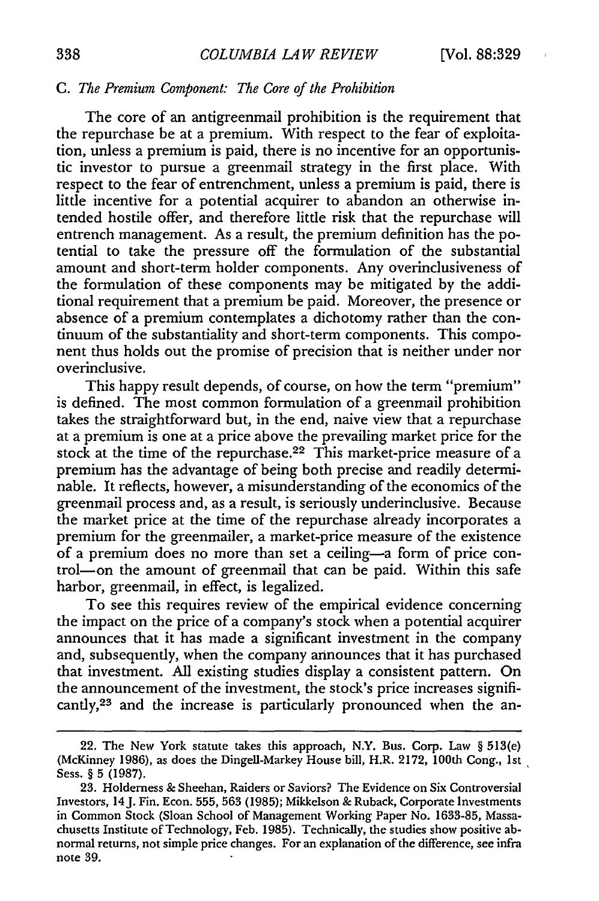### C. *The Premium Component: The Core of the Prohibition*

The core of an antigreenmail prohibition is the requirement that the repurchase be at a premium. With respect to the fear of exploitation, unless a premium is paid, there is no incentive for an opportunistic investor to pursue a greenmail strategy in the first place. With respect to the fear of entrenchment, unless a premium is paid, there is little incentive for a potential acquirer to abandon an otherwise intended hostile offer, and therefore little risk that the repurchase will entrench management. As a result, the premium definition has the potential to take the pressure off the formulation of the substantial amount and short-term holder components. Any overinclusiveness of the formulation of these components may be mitigated by the additional requirement that a premium be paid. Moreover, the presence or absence of a premium contemplates a dichotomy rather than the continuum of the substantiality and short-term components. This component thus holds out the promise of precision that is neither under nor overinclusive.

This happy result depends, of course, on how the term "premium" is defined. The most common formulation of a greenmail prohibition takes the straightforward but, in the end, naive view that a repurchase at a premium is one at a price above the prevailing market price for the stock at the time of the repurchase.[22] This market-price measure of a premium has the advantage of being both precise and readily determinable. It reflects, however, a misunderstanding of the economics of the greenmail process and, as a result, is seriously underinclusive. Because the market price at the time of the repurchase already incorporates a premium for the greenmailer, a market-price measure of the existence of a premium does no more than set a ceiling—a form of price control—on the amount of greenmail that can be paid. Within this safe harbor, greenmail, in effect, is legalized.

To see this requires review of the empirical evidence concerning the impact on the price of a company's stock when a potential acquirer announces that it has made a significant investment in the company and, subsequently, when the company announces that it has purchased that investment. All existing studies display a consistent pattern. On the announcement of the investment, the stock's price increases significantly,[23] and the increase is particularly pronounced when the an-

---

22. The New York statute takes this approach, N.Y. Bus. Corp. Law § 513(e) (McKinney 1986), as does the Dingell-Markey House bill, H.R. 2172, 100th Cong., 1st Sess. § 5 (1987).

23. Holderness & Sheehan, Raiders or Saviors? The Evidence on Six Controversial Investors, 14 J. Fin. Econ. 555, 563 (1985); Mikkelson & Ruback, Corporate Investments in Common Stock (Sloan School of Management Working Paper No. 1633-85, Massachusetts Institute of Technology, Feb. 1985). Technically, the studies show positive abnormal returns, not simple price changes. For an explanation of the difference, see infra note 39.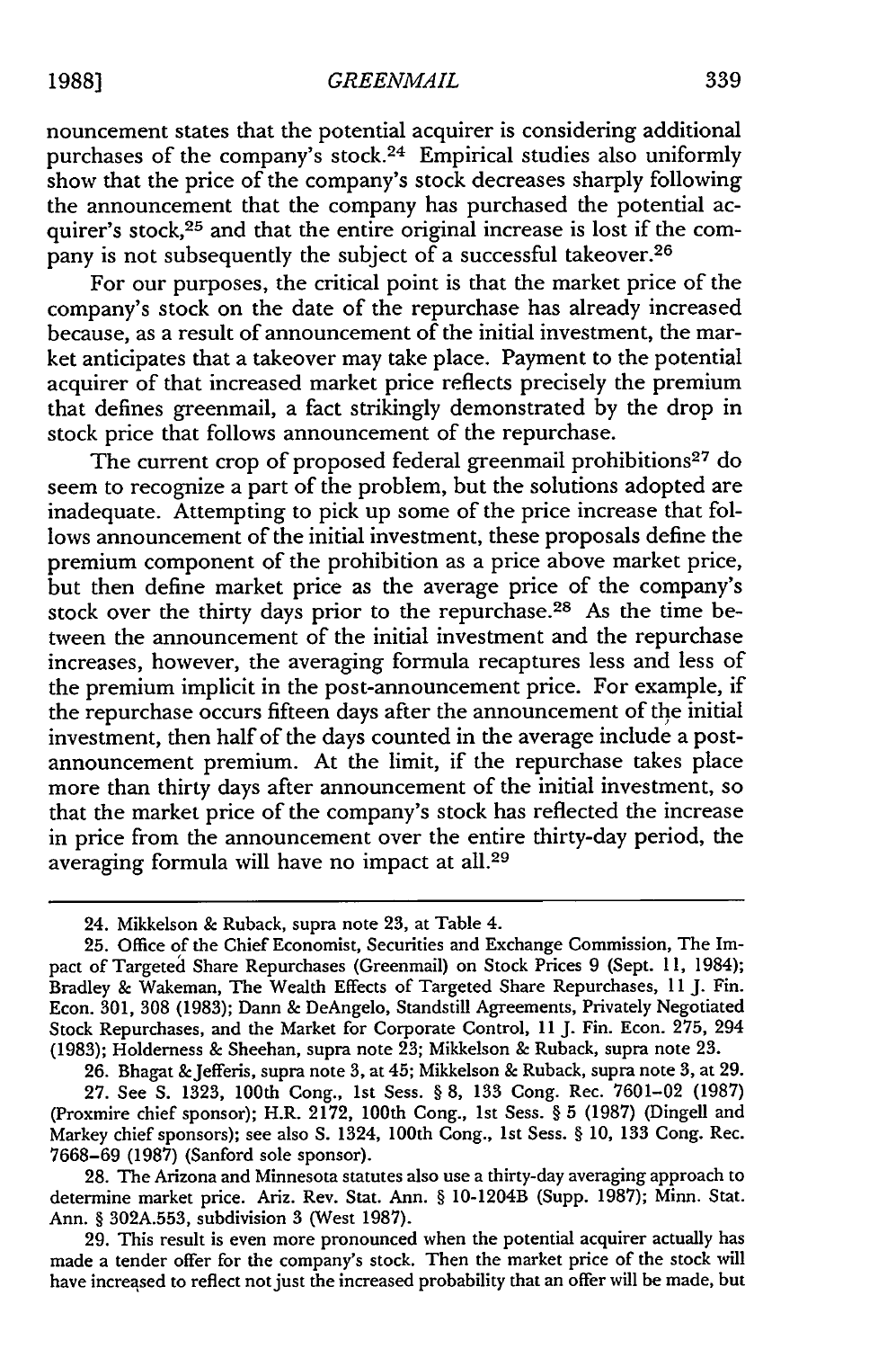nouncement states that the potential acquirer is considering additional purchases of the company's stock.[24] Empirical studies also uniformly show that the price of the company's stock decreases sharply following the announcement that the company has purchased the potential acquirer's stock,[25] and that the entire original increase is lost if the company is not subsequently the subject of a successful takeover.[26]

For our purposes, the critical point is that the market price of the company's stock on the date of the repurchase has already increased because, as a result of announcement of the initial investment, the market anticipates that a takeover may take place. Payment to the potential acquirer of that increased market price reflects precisely the premium that defines greenmail, a fact strikingly demonstrated by the drop in stock price that follows announcement of the repurchase.

The current crop of proposed federal greenmail prohibitions[27] do seem to recognize a part of the problem, but the solutions adopted are inadequate. Attempting to pick up some of the price increase that follows announcement of the initial investment, these proposals define the premium component of the prohibition as a price above market price, but then define market price as the average price of the company's stock over the thirty days prior to the repurchase.[28] As the time between the announcement of the initial investment and the repurchase increases, however, the averaging formula recaptures less and less of the premium implicit in the post-announcement price. For example, if the repurchase occurs fifteen days after the announcement of the initial investment, then half of the days counted in the average include a post-announcement premium. At the limit, if the repurchase takes place more than thirty days after announcement of the initial investment, so that the market price of the company's stock has reflected the increase in price from the announcement over the entire thirty-day period, the averaging formula will have no impact at all.[29]

---

24. Mikkelson & Ruback, supra note 23, at Table 4.

25. Office of the Chief Economist, Securities and Exchange Commission, The Impact of Targeted Share Repurchases (Greenmail) on Stock Prices 9 (Sept. 11, 1984); Bradley & Wakeman, The Wealth Effects of Targeted Share Repurchases, 11 J. Fin. Econ. 301, 308 (1983); Dann & DeAngelo, Standstill Agreements, Privately Negotiated Stock Repurchases, and the Market for Corporate Control, 11 J. Fin. Econ. 275, 294 (1983); Holderness & Sheehan, supra note 23; Mikkelson & Ruback, supra note 23.

26. Bhagat & Jefferis, supra note 3, at 45; Mikkelson & Ruback, supra note 3, at 29.

27. See S. 1323, 100th Cong., 1st Sess. § 8, 133 Cong. Rec. 7601–02 (1987) (Proxmire chief sponsor); H.R. 2172, 100th Cong., 1st Sess. § 5 (1987) (Dingell and Markey chief sponsors); see also S. 1324, 100th Cong., 1st Sess. § 10, 133 Cong. Rec. 7668–69 (1987) (Sanford sole sponsor).

28. The Arizona and Minnesota statutes also use a thirty-day averaging approach to determine market price. Ariz. Rev. Stat. Ann. § 10-1204B (Supp. 1987); Minn. Stat. Ann. § 302A.553, subdivision 3 (West 1987).

29. This result is even more pronounced when the potential acquirer actually has made a tender offer for the company's stock. Then the market price of the stock will have increased to reflect not just the increased probability that an offer will be made, but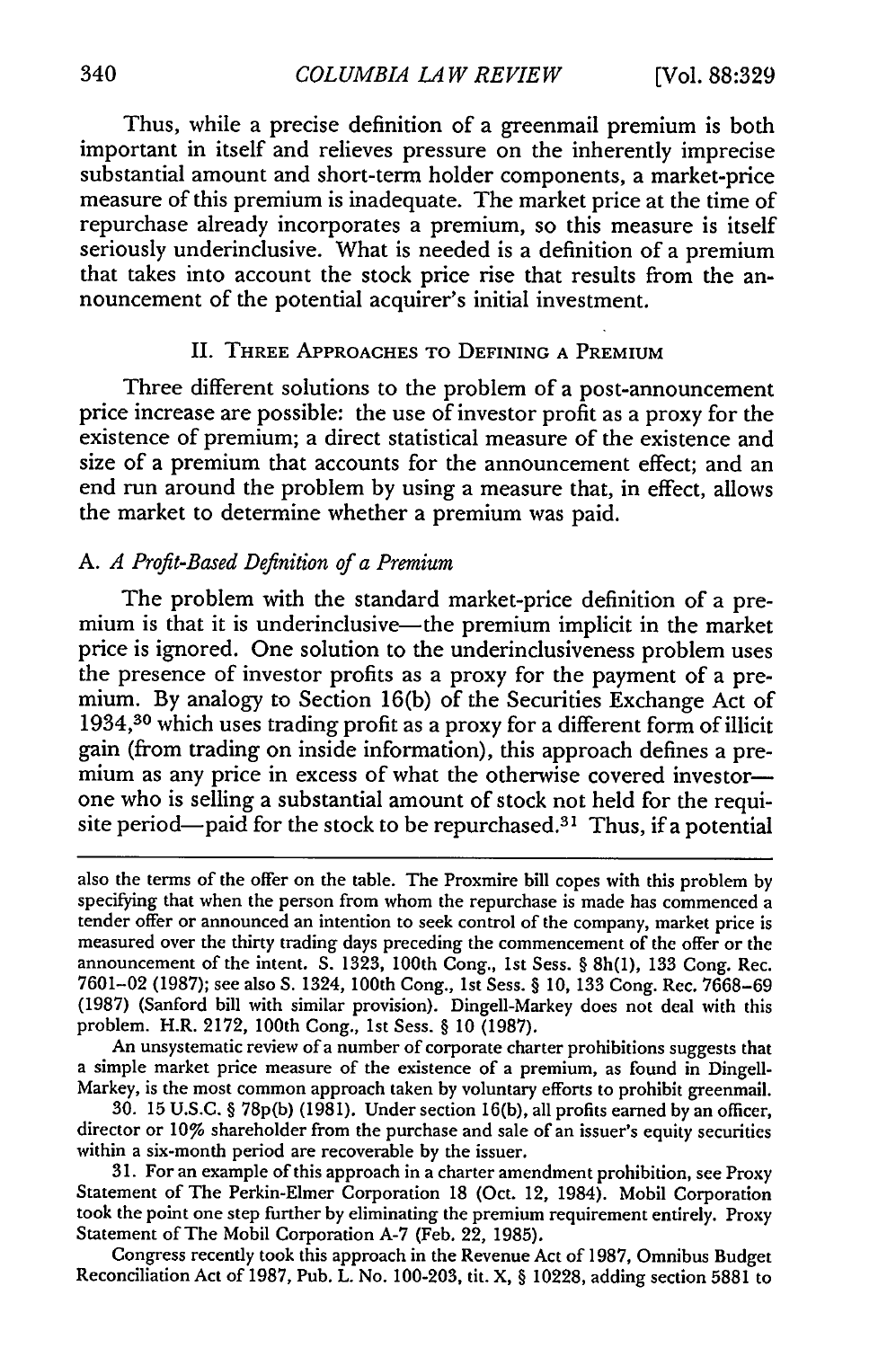Thus, while a precise definition of a greenmail premium is both important in itself and relieves pressure on the inherently imprecise substantial amount and short-term holder components, a market-price measure of this premium is inadequate. The market price at the time of repurchase already incorporates a premium, so this measure is itself seriously underinclusive. What is needed is a definition of a premium that takes into account the stock price rise that results from the announcement of the potential acquirer's initial investment.

## II. THREE APPROACHES TO DEFINING A PREMIUM

Three different solutions to the problem of a post-announcement price increase are possible: the use of investor profit as a proxy for the existence of premium; a direct statistical measure of the existence and size of a premium that accounts for the announcement effect; and an end run around the problem by using a measure that, in effect, allows the market to determine whether a premium was paid.

### A. *A Profit-Based Definition of a Premium*

The problem with the standard market-price definition of a premium is that it is underinclusive—the premium implicit in the market price is ignored. One solution to the underinclusiveness problem uses the presence of investor profits as a proxy for the payment of a premium. By analogy to Section 16(b) of the Securities Exchange Act of 1934,[30] which uses trading profit as a proxy for a different form of illicit gain (from trading on inside information), this approach defines a premium as any price in excess of what the otherwise covered investor—one who is selling a substantial amount of stock not held for the requisite period—paid for the stock to be repurchased.[31] Thus, if a potential

---

also the terms of the offer on the table. The Proxmire bill copes with this problem by specifying that when the person from whom the repurchase is made has commenced a tender offer or announced an intention to seek control of the company, market price is measured over the thirty trading days preceding the commencement of the offer or the announcement of the intent. S. 1323, 100th Cong., 1st Sess. § 8h(1), 133 Cong. Rec. 7601–02 (1987); see also S. 1324, 100th Cong., 1st Sess. § 10, 133 Cong. Rec. 7668–69 (1987) (Sanford bill with similar provision). Dingell-Markey does not deal with this problem. H.R. 2172, 100th Cong., 1st Sess. § 10 (1987).

An unsystematic review of a number of corporate charter prohibitions suggests that a simple market price measure of the existence of a premium, as found in Dingell-Markey, is the most common approach taken by voluntary efforts to prohibit greenmail.

30. 15 U.S.C. § 78p(b) (1981). Under section 16(b), all profits earned by an officer, director or 10% shareholder from the purchase and sale of an issuer's equity securities within a six-month period are recoverable by the issuer.

31. For an example of this approach in a charter amendment prohibition, see Proxy Statement of The Perkin-Elmer Corporation 18 (Oct. 12, 1984). Mobil Corporation took the point one step further by eliminating the premium requirement entirely. Proxy Statement of The Mobil Corporation A-7 (Feb. 22, 1985).

Congress recently took this approach in the Revenue Act of 1987, Omnibus Budget Reconciliation Act of 1987, Pub. L. No. 100-203, tit. X, § 10228, adding section 5881 to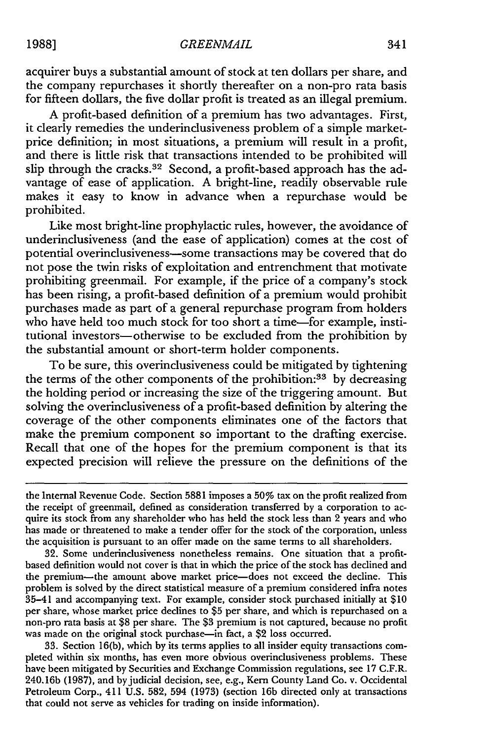acquirer buys a substantial amount of stock at ten dollars per share, and the company repurchases it shortly thereafter on a non-pro rata basis for fifteen dollars, the five dollar profit is treated as an illegal premium.

A profit-based definition of a premium has two advantages. First, it clearly remedies the underinclusiveness problem of a simple market-price definition; in most situations, a premium will result in a profit, and there is little risk that transactions intended to be prohibited will slip through the cracks.[32] Second, a profit-based approach has the advantage of ease of application. A bright-line, readily observable rule makes it easy to know in advance when a repurchase would be prohibited.

Like most bright-line prophylactic rules, however, the avoidance of underinclusiveness (and the ease of application) comes at the cost of potential overinclusiveness—some transactions may be covered that do not pose the twin risks of exploitation and entrenchment that motivate prohibiting greenmail. For example, if the price of a company's stock has been rising, a profit-based definition of a premium would prohibit purchases made as part of a general repurchase program from holders who have held too much stock for too short a time—for example, institutional investors—otherwise to be excluded from the prohibition by the substantial amount or short-term holder components.

To be sure, this overinclusiveness could be mitigated by tightening the terms of the other components of the prohibition:[33] by decreasing the holding period or increasing the size of the triggering amount. But solving the overinclusiveness of a profit-based definition by altering the coverage of the other components eliminates one of the factors that make the premium component so important to the drafting exercise. Recall that one of the hopes for the premium component is that its expected precision will relieve the pressure on the definitions of the

---

the Internal Revenue Code. Section 5881 imposes a 50% tax on the profit realized from the receipt of greenmail, defined as consideration transferred by a corporation to acquire its stock from any shareholder who has held the stock less than 2 years and who has made or threatened to make a tender offer for the stock of the corporation, unless the acquisition is pursuant to an offer made on the same terms to all shareholders.

32. Some underinclusiveness nonetheless remains. One situation that a profit-based definition would not cover is that in which the price of the stock has declined and the premium—the amount above market price—does not exceed the decline. This problem is solved by the direct statistical measure of a premium considered infra notes 35-41 and accompanying text. For example, consider stock purchased initially at $10 per share, whose market price declines to $5 per share, and which is repurchased on a non-pro rata basis at $8 per share. The $3 premium is not captured, because no profit was made on the original stock purchase—in fact, a $2 loss occurred.

33. Section 16(b), which by its terms applies to all insider equity transactions completed within six months, has even more obvious overinclusiveness problems. These have been mitigated by Securities and Exchange Commission regulations, see 17 C.F.R. 240.16b (1987), and by judicial decision, see, e.g., Kern County Land Co. v. Occidental Petroleum Corp., 411 U.S. 582, 594 (1973) (section 16b directed only at transactions that could not serve as vehicles for trading on inside information).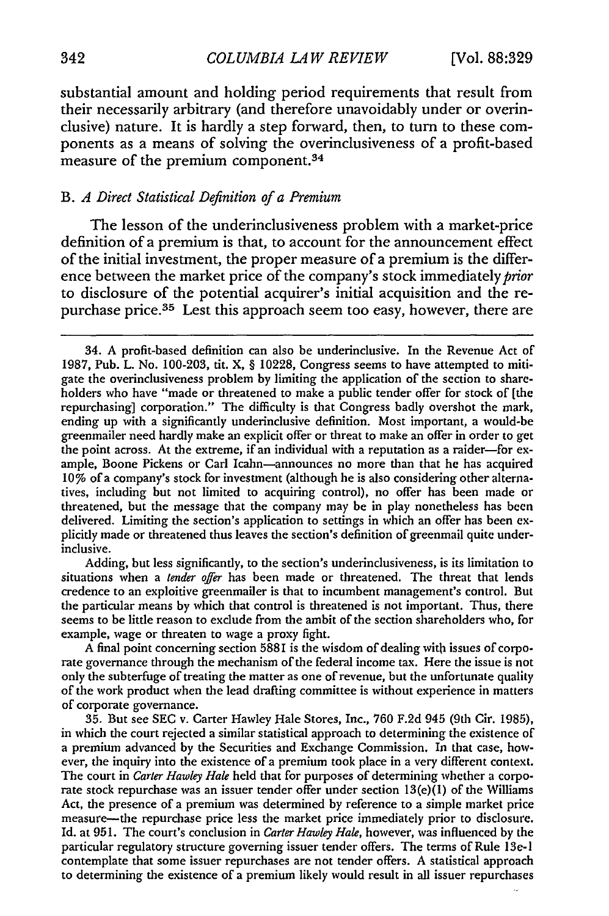substantial amount and holding period requirements that result from their necessarily arbitrary (and therefore unavoidably under or overinclusive) nature. It is hardly a step forward, then, to turn to these components as a means of solving the overinclusiveness of a profit-based measure of the premium component.[34]

### B. *A Direct Statistical Definition of a Premium*

The lesson of the underinclusiveness problem with a market-price definition of a premium is that, to account for the announcement effect of the initial investment, the proper measure of a premium is the difference between the market price of the company's stock immediately *prior* to disclosure of the potential acquirer's initial acquisition and the repurchase price.[35] Lest this approach seem too easy, however, there are

---

34. A profit-based definition can also be underinclusive. In the Revenue Act of 1987, Pub. L. No. 100-203, tit. X, § 10228, Congress seems to have attempted to mitigate the overinclusiveness problem by limiting the application of the section to shareholders who have "made or threatened to make a public tender offer for stock of [the repurchasing] corporation." The difficulty is that Congress badly overshot the mark, ending up with a significantly underinclusive definition. Most important, a would-be greenmailer need hardly make an explicit offer or threat to make an offer in order to get the point across. At the extreme, if an individual with a reputation as a raider—for example, Boone Pickens or Carl Icahn—announces no more than that he has acquired 10% of a company's stock for investment (although he is also considering other alternatives, including but not limited to acquiring control), no offer has been made or threatened, but the message that the company may be in play nonetheless has been delivered. Limiting the section's application to settings in which an offer has been explicitly made or threatened thus leaves the section's definition of greenmail quite underinclusive.

Adding, but less significantly, to the section's underinclusiveness, is its limitation to situations when a *tender offer* has been made or threatened. The threat that lends credence to an exploitive greenmailer is that to incumbent management's control. But the particular means by which that control is threatened is not important. Thus, there seems to be little reason to exclude from the ambit of the section shareholders who, for example, wage or threaten to wage a proxy fight.

A final point concerning section 5881 is the wisdom of dealing with issues of corporate governance through the mechanism of the federal income tax. Here the issue is not only the subterfuge of treating the matter as one of revenue, but the unfortunate quality of the work product when the lead drafting committee is without experience in matters of corporate governance.

35. But see SEC v. Carter Hawley Hale Stores, Inc., 760 F.2d 945 (9th Cir. 1985), in which the court rejected a similar statistical approach to determining the existence of a premium advanced by the Securities and Exchange Commission. In that case, however, the inquiry into the existence of a premium took place in a very different context. The court in *Carter Hawley Hale* held that for purposes of determining whether a corporate stock repurchase was an issuer tender offer under section 13(e)(1) of the Williams Act, the presence of a premium was determined by reference to a simple market price measure—the repurchase price less the market price immediately prior to disclosure. Id. at 951. The court's conclusion in *Carter Hawley Hale*, however, was influenced by the particular regulatory structure governing issuer tender offers. The terms of Rule 13e-1 contemplate that some issuer repurchases are not tender offers. A statistical approach to determining the existence of a premium likely would result in all issuer repurchases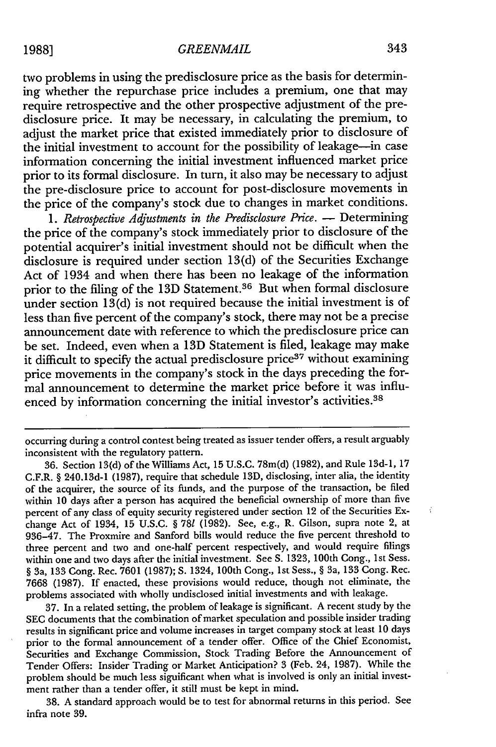two problems in using the predisclosure price as the basis for determining whether the repurchase price includes a premium, one that may require retrospective and the other prospective adjustment of the predisclosure price. It may be necessary, in calculating the premium, to adjust the market price that existed immediately prior to disclosure of the initial investment to account for the possibility of leakage—in case information concerning the initial investment influenced market price prior to its formal disclosure. In turn, it also may be necessary to adjust the pre-disclosure price to account for post-disclosure movements in the price of the company's stock due to changes in market conditions.

1. *Retrospective Adjustments in the Predisclosure Price.* — Determining the price of the company's stock immediately prior to disclosure of the potential acquirer's initial investment should not be difficult when the disclosure is required under section 13(d) of the Securities Exchange Act of 1934 and when there has been no leakage of the information prior to the filing of the 13D Statement.[36] But when formal disclosure under section 13(d) is not required because the initial investment is of less than five percent of the company's stock, there may not be a precise announcement date with reference to which the predisclosure price can be set. Indeed, even when a 13D Statement is filed, leakage may make it difficult to specify the actual predisclosure price[37] without examining price movements in the company's stock in the days preceding the formal announcement to determine the market price before it was influenced by information concerning the initial investor's activities.[38]

---

occurring during a control contest being treated as issuer tender offers, a result arguably inconsistent with the regulatory pattern.

36. Section 13(d) of the Williams Act, 15 U.S.C. 78m(d) (1982), and Rule 13d-1, 17 C.F.R. § 240.13d-1 (1987), require that schedule 13D, disclosing, inter alia, the identity of the acquirer, the source of its funds, and the purpose of the transaction, be filed within 10 days after a person has acquired the beneficial ownership of more than five percent of any class of equity security registered under section 12 of the Securities Exchange Act of 1934, 15 U.S.C. § 78*l* (1982). See, e.g., R. Gilson, supra note 2, at 936–47. The Proxmire and Sanford bills would reduce the five percent threshold to three percent and two and one-half percent respectively, and would require filings within one and two days after the initial investment. See S. 1323, 100th Cong., 1st Sess. § 3a, 133 Cong. Rec. 7601 (1987); S. 1324, 100th Cong., 1st Sess., § 3a, 133 Cong. Rec. 7668 (1987). If enacted, these provisions would reduce, though not eliminate, the problems associated with wholly undisclosed initial investments and with leakage.

37. In a related setting, the problem of leakage is significant. A recent study by the SEC documents that the combination of market speculation and possible insider trading results in significant price and volume increases in target company stock at least 10 days prior to the formal announcement of a tender offer. Office of the Chief Economist, Securities and Exchange Commission, Stock Trading Before the Announcement of Tender Offers: Insider Trading or Market Anticipation? 3 (Feb. 24, 1987). While the problem should be much less significant when what is involved is only an initial investment rather than a tender offer, it still must be kept in mind.

38. A standard approach would be to test for abnormal returns in this period. See infra note 39.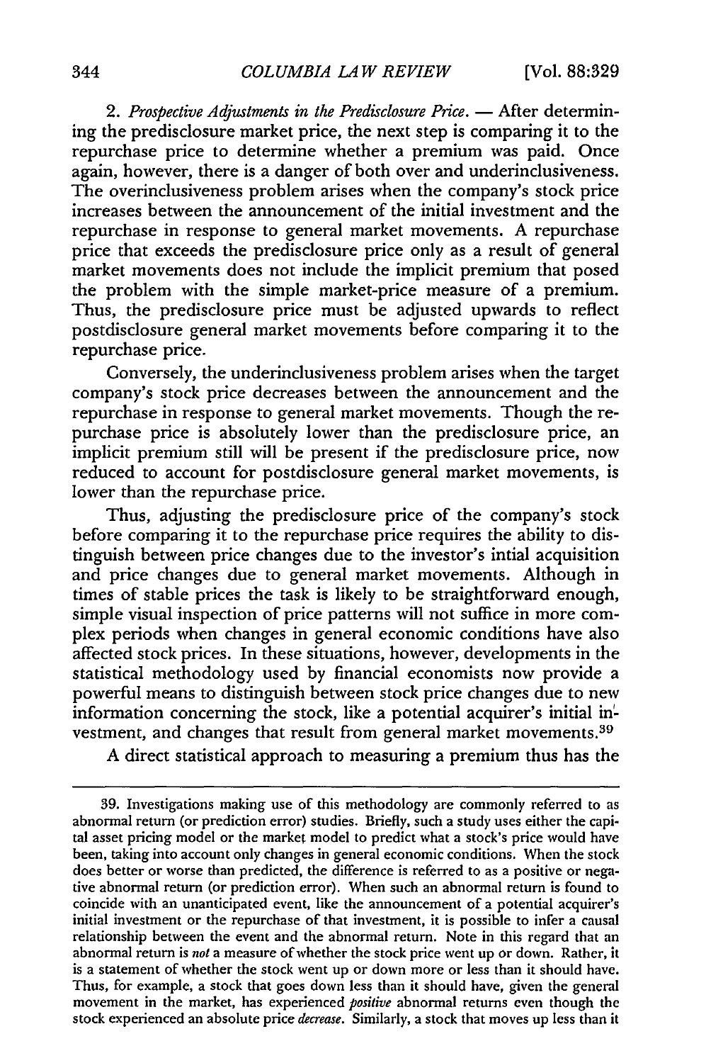2. *Prospective Adjustments in the Predisclosure Price.* — After determining the predisclosure market price, the next step is comparing it to the repurchase price to determine whether a premium was paid. Once again, however, there is a danger of both over and underinclusiveness. The overinclusiveness problem arises when the company's stock price increases between the announcement of the initial investment and the repurchase in response to general market movements. A repurchase price that exceeds the predisclosure price only as a result of general market movements does not include the implicit premium that posed the problem with the simple market-price measure of a premium. Thus, the predisclosure price must be adjusted upwards to reflect postdisclosure general market movements before comparing it to the repurchase price.

Conversely, the underinclusiveness problem arises when the target company's stock price decreases between the announcement and the repurchase in response to general market movements. Though the repurchase price is absolutely lower than the predisclosure price, an implicit premium still will be present if the predisclosure price, now reduced to account for postdisclosure general market movements, is lower than the repurchase price.

Thus, adjusting the predisclosure price of the company's stock before comparing it to the repurchase price requires the ability to distinguish between price changes due to the investor's intial acquisition and price changes due to general market movements. Although in times of stable prices the task is likely to be straightforward enough, simple visual inspection of price patterns will not suffice in more complex periods when changes in general economic conditions have also affected stock prices. In these situations, however, developments in the statistical methodology used by financial economists now provide a powerful means to distinguish between stock price changes due to new information concerning the stock, like a potential acquirer's initial investment, and changes that result from general market movements.[39]

A direct statistical approach to measuring a premium thus has the

---

39. Investigations making use of this methodology are commonly referred to as abnormal return (or prediction error) studies. Briefly, such a study uses either the capital asset pricing model or the market model to predict what a stock's price would have been, taking into account only changes in general economic conditions. When the stock does better or worse than predicted, the difference is referred to as a positive or negative abnormal return (or prediction error). When such an abnormal return is found to coincide with an unanticipated event, like the announcement of a potential acquirer's initial investment or the repurchase of that investment, it is possible to infer a causal relationship between the event and the abnormal return. Note in this regard that an abnormal return is *not* a measure of whether the stock price went up or down. Rather, it is a statement of whether the stock went up or down more or less than it should have. Thus, for example, a stock that goes down less than it should have, given the general movement in the market, has experienced *positive* abnormal returns even though the stock experienced an absolute price *decrease*. Similarly, a stock that moves up less than it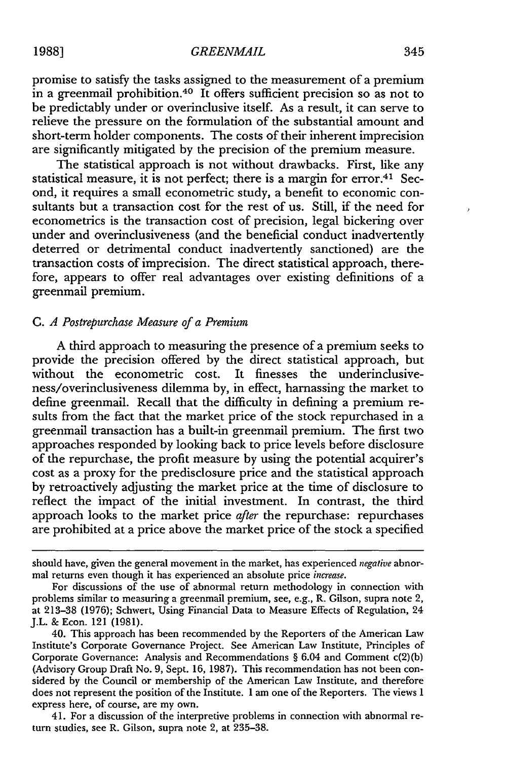promise to satisfy the tasks assigned to the measurement of a premium in a greenmail prohibition.[40] It offers sufficient precision so as not to be predictably under or overinclusive itself. As a result, it can serve to relieve the pressure on the formulation of the substantial amount and short-term holder components. The costs of their inherent imprecision are significantly mitigated by the precision of the premium measure.

The statistical approach is not without drawbacks. First, like any statistical measure, it is not perfect; there is a margin for error.[41] Second, it requires a small econometric study, a benefit to economic consultants but a transaction cost for the rest of us. Still, if the need for econometrics is the transaction cost of precision, legal bickering over under and overinclusiveness (and the beneficial conduct inadvertently deterred or detrimental conduct inadvertently sanctioned) are the transaction costs of imprecision. The direct statistical approach, therefore, appears to offer real advantages over existing definitions of a greenmail premium.

### C. *A Postrepurchase Measure of a Premium*

A third approach to measuring the presence of a premium seeks to provide the precision offered by the direct statistical approach, but without the econometric cost. It finesses the underinclusiveness/overinclusiveness dilemma by, in effect, harnassing the market to define greenmail. Recall that the difficulty in defining a premium results from the fact that the market price of the stock repurchased in a greenmail transaction has a built-in greenmail premium. The first two approaches responded by looking back to price levels before disclosure of the repurchase, the profit measure by using the potential acquirer's cost as a proxy for the predisclosure price and the statistical approach by retroactively adjusting the market price at the time of disclosure to reflect the impact of the initial investment. In contrast, the third approach looks to the market price *after* the repurchase: repurchases are prohibited at a price above the market price of the stock a specified

---

should have, given the general movement in the market, has experienced *negative* abnormal returns even though it has experienced an absolute price *increase*.

For discussions of the use of abnormal return methodology in connection with problems similar to measuring a greenmail premium, see, e.g., R. Gilson, supra note 2, at 213-38 (1976); Schwert, Using Financial Data to Measure Effects of Regulation, 24 J.L. & Econ. 121 (1981).

40. This approach has been recommended by the Reporters of the American Law Institute's Corporate Governance Project. See American Law Institute, Principles of Corporate Governance: Analysis and Recommendations § 6.04 and Comment c(2)(b) (Advisory Group Draft No. 9, Sept. 16, 1987). This recommendation has not been considered by the Council or membership of the American Law Institute, and therefore does not represent the position of the Institute. I am one of the Reporters. The views I express here, of course, are my own.

41. For a discussion of the interpretive problems in connection with abnormal return studies, see R. Gilson, supra note 2, at 235-38.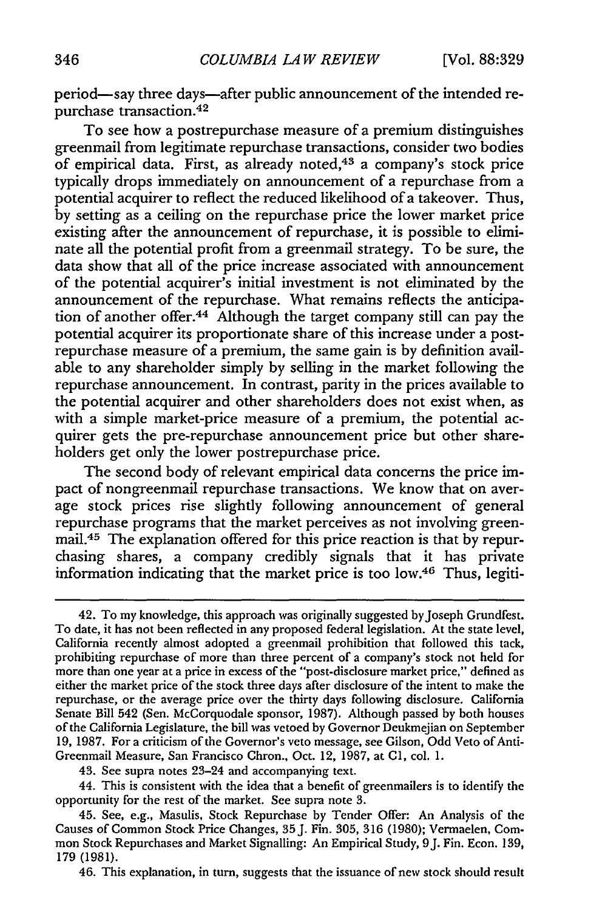period—say three days—after public announcement of the intended repurchase transaction.[42]

To see how a postrepurchase measure of a premium distinguishes greenmail from legitimate repurchase transactions, consider two bodies of empirical data. First, as already noted,[43] a company's stock price typically drops immediately on announcement of a repurchase from a potential acquirer to reflect the reduced likelihood of a takeover. Thus, by setting as a ceiling on the repurchase price the lower market price existing after the announcement of repurchase, it is possible to eliminate all the potential profit from a greenmail strategy. To be sure, the data show that all of the price increase associated with announcement of the potential acquirer's initial investment is not eliminated by the announcement of the repurchase. What remains reflects the anticipation of another offer.[44] Although the target company still can pay the potential acquirer its proportionate share of this increase under a postrepurchase measure of a premium, the same gain is by definition available to any shareholder simply by selling in the market following the repurchase announcement. In contrast, parity in the prices available to the potential acquirer and other shareholders does not exist when, as with a simple market-price measure of a premium, the potential acquirer gets the pre-repurchase announcement price but other shareholders get only the lower postrepurchase price.

The second body of relevant empirical data concerns the price impact of nongreenmail repurchase transactions. We know that on average stock prices rise slightly following announcement of general repurchase programs that the market perceives as not involving greenmail.[45] The explanation offered for this price reaction is that by repurchasing shares, a company credibly signals that it has private information indicating that the market price is too low.[46] Thus, legiti-

---

42. To my knowledge, this approach was originally suggested by Joseph Grundfest. To date, it has not been reflected in any proposed federal legislation. At the state level, California recently almost adopted a greenmail prohibition that followed this tack, prohibiting repurchase of more than three percent of a company's stock not held for more than one year at a price in excess of the "post-disclosure market price," defined as either the market price of the stock three days after disclosure of the intent to make the repurchase, or the average price over the thirty days following disclosure. California Senate Bill 542 (Sen. McCorquodale sponsor, 1987). Although passed by both houses of the California Legislature, the bill was vetoed by Governor Deukmejian on September 19, 1987. For a criticism of the Governor's veto message, see Gilson, Odd Veto of Anti-Greenmail Measure, San Francisco Chron., Oct. 12, 1987, at C1, col. 1.

43. See supra notes 23–24 and accompanying text.

44. This is consistent with the idea that a benefit of greenmailers is to identify the opportunity for the rest of the market. See supra note 3.

45. See, e.g., Masulis, Stock Repurchase by Tender Offer: An Analysis of the Causes of Common Stock Price Changes, 35 J. Fin. 305, 316 (1980); Vermaelen, Common Stock Repurchases and Market Signalling: An Empirical Study, 9 J. Fin. Econ. 139, 179 (1981).

46. This explanation, in turn, suggests that the issuance of new stock should result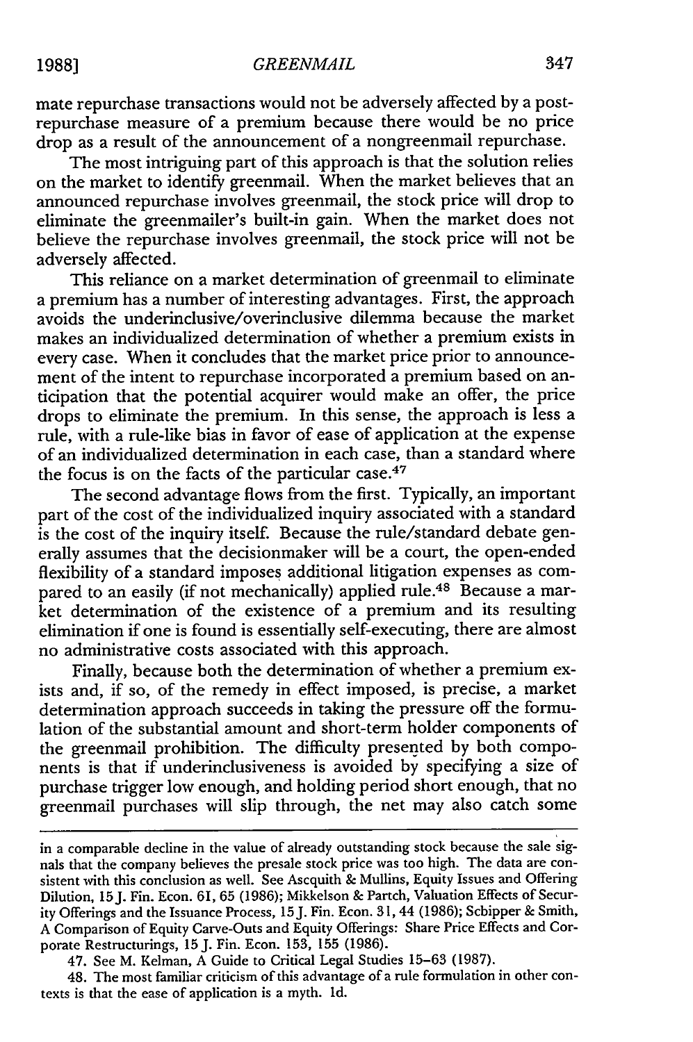mate repurchase transactions would not be adversely affected by a post-repurchase measure of a premium because there would be no price drop as a result of the announcement of a nongreenmail repurchase.

The most intriguing part of this approach is that the solution relies on the market to identify greenmail. When the market believes that an announced repurchase involves greenmail, the stock price will drop to eliminate the greenmailer's built-in gain. When the market does not believe the repurchase involves greenmail, the stock price will not be adversely affected.

This reliance on a market determination of greenmail to eliminate a premium has a number of interesting advantages. First, the approach avoids the underinclusive/overinclusive dilemma because the market makes an individualized determination of whether a premium exists in every case. When it concludes that the market price prior to announcement of the intent to repurchase incorporated a premium based on anticipation that the potential acquirer would make an offer, the price drops to eliminate the premium. In this sense, the approach is less a rule, with a rule-like bias in favor of ease of application at the expense of an individualized determination in each case, than a standard where the focus is on the facts of the particular case.[47]

The second advantage flows from the first. Typically, an important part of the cost of the individualized inquiry associated with a standard is the cost of the inquiry itself. Because the rule/standard debate generally assumes that the decisionmaker will be a court, the open-ended flexibility of a standard imposes additional litigation expenses as compared to an easily (if not mechanically) applied rule.[48] Because a market determination of the existence of a premium and its resulting elimination if one is found is essentially self-executing, there are almost no administrative costs associated with this approach.

Finally, because both the determination of whether a premium exists and, if so, of the remedy in effect imposed, is precise, a market determination approach succeeds in taking the pressure off the formulation of the substantial amount and short-term holder components of the greenmail prohibition. The difficulty presented by both components is that if underinclusiveness is avoided by specifying a size of purchase trigger low enough, and holding period short enough, that no greenmail purchases will slip through, the net may also catch some

---

in a comparable decline in the value of already outstanding stock because the sale signals that the company believes the presale stock price was too high. The data are consistent with this conclusion as well. See Ascquith & Mullins, Equity Issues and Offering Dilution, 15 J. Fin. Econ. 61, 65 (1986); Mikkelson & Partch, Valuation Effects of Security Offerings and the Issuance Process, 15 J. Fin. Econ. 31, 44 (1986); Scbipper & Smith, A Comparison of Equity Carve-Outs and Equity Offerings: Share Price Effects and Corporate Restructurings, 15 J. Fin. Econ. 153, 155 (1986).

47. See M. Kelman, A Guide to Critical Legal Studies 15–63 (1987).

48. The most familiar criticism of this advantage of a rule formulation in other contexts is that the ease of application is a myth. Id.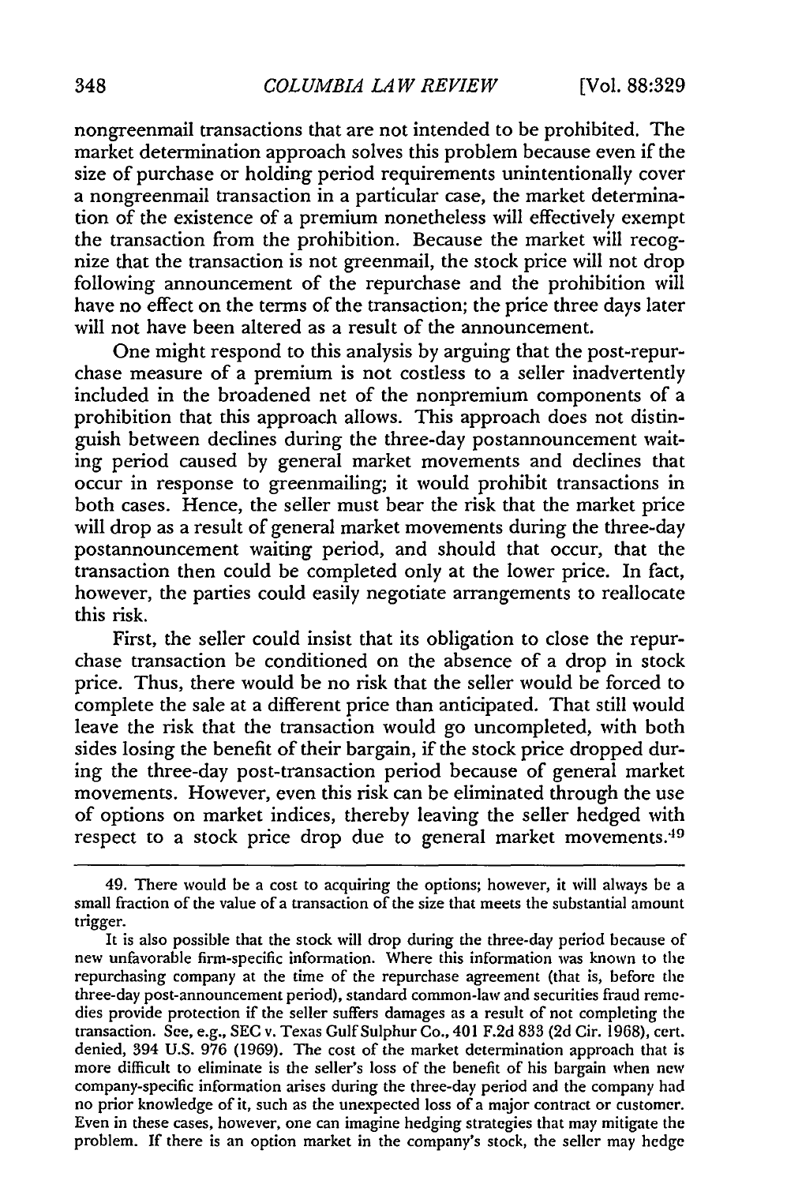nongreenmail transactions that are not intended to be prohibited. The market determination approach solves this problem because even if the size of purchase or holding period requirements unintentionally cover a nongreenmail transaction in a particular case, the market determination of the existence of a premium nonetheless will effectively exempt the transaction from the prohibition. Because the market will recognize that the transaction is not greenmail, the stock price will not drop following announcement of the repurchase and the prohibition will have no effect on the terms of the transaction; the price three days later will not have been altered as a result of the announcement.

One might respond to this analysis by arguing that the post-repurchase measure of a premium is not costless to a seller inadvertently included in the broadened net of the nonpremium components of a prohibition that this approach allows. This approach does not distinguish between declines during the three-day postannouncement waiting period caused by general market movements and declines that occur in response to greenmailing; it would prohibit transactions in both cases. Hence, the seller must bear the risk that the market price will drop as a result of general market movements during the three-day postannouncement waiting period, and should that occur, that the transaction then could be completed only at the lower price. In fact, however, the parties could easily negotiate arrangements to reallocate this risk.

First, the seller could insist that its obligation to close the repurchase transaction be conditioned on the absence of a drop in stock price. Thus, there would be no risk that the seller would be forced to complete the sale at a different price than anticipated. That still would leave the risk that the transaction would go uncompleted, with both sides losing the benefit of their bargain, if the stock price dropped during the three-day post-transaction period because of general market movements. However, even this risk can be eliminated through the use of options on market indices, thereby leaving the seller hedged with respect to a stock price drop due to general market movements.[49]

---

49. There would be a cost to acquiring the options; however, it will always be a small fraction of the value of a transaction of the size that meets the substantial amount trigger.

It is also possible that the stock will drop during the three-day period because of new unfavorable firm-specific information. Where this information was known to the repurchasing company at the time of the repurchase agreement (that is, before the three-day post-announcement period), standard common-law and securities fraud remedies provide protection if the seller suffers damages as a result of not completing the transaction. See, e.g., SEC v. Texas Gulf Sulphur Co., 401 F.2d 833 (2d Cir. 1968), cert. denied, 394 U.S. 976 (1969). The cost of the market determination approach that is more difficult to eliminate is the seller's loss of the benefit of his bargain when new company-specific information arises during the three-day period and the company had no prior knowledge of it, such as the unexpected loss of a major contract or customer. Even in these cases, however, one can imagine hedging strategies that may mitigate the problem. If there is an option market in the company's stock, the seller may hedge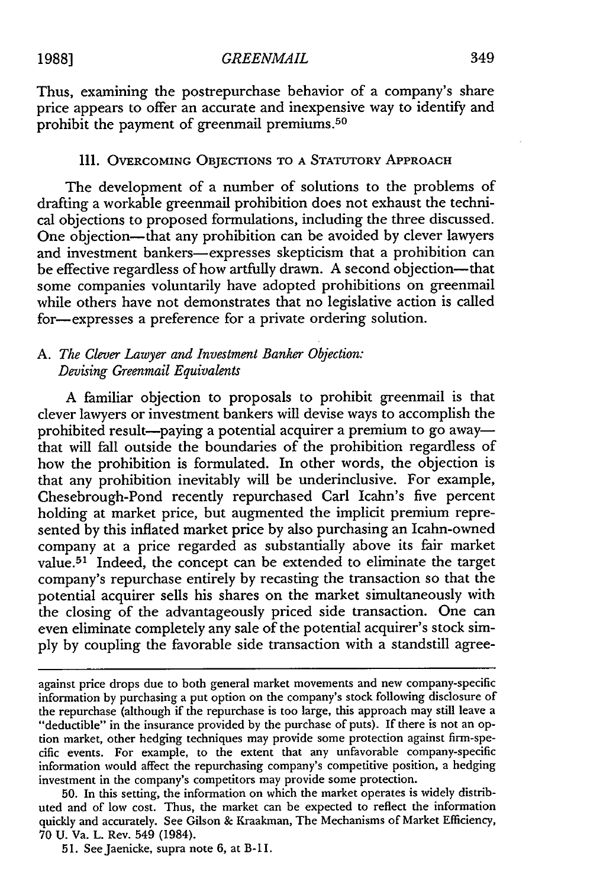Thus, examining the postrepurchase behavior of a company's share price appears to offer an accurate and inexpensive way to identify and prohibit the payment of greenmail premiums.[50]

## III. Overcoming Objections to a Statutory Approach

The development of a number of solutions to the problems of drafting a workable greenmail prohibition does not exhaust the technical objections to proposed formulations, including the three discussed. One objection—that any prohibition can be avoided by clever lawyers and investment bankers—expresses skepticism that a prohibition can be effective regardless of how artfully drawn. A second objection—that some companies voluntarily have adopted prohibitions on greenmail while others have not demonstrates that no legislative action is called for—expresses a preference for a private ordering solution.

### A. *The Clever Lawyer and Investment Banker Objection: Devising Greenmail Equivalents*

A familiar objection to proposals to prohibit greenmail is that clever lawyers or investment bankers will devise ways to accomplish the prohibited result—paying a potential acquirer a premium to go away—that will fall outside the boundaries of the prohibition regardless of how the prohibition is formulated. In other words, the objection is that any prohibition inevitably will be underinclusive. For example, Chesebrough-Pond recently repurchased Carl Icahn's five percent holding at market price, but augmented the implicit premium represented by this inflated market price by also purchasing an Icahn-owned company at a price regarded as substantially above its fair market value.[51] Indeed, the concept can be extended to eliminate the target company's repurchase entirely by recasting the transaction so that the potential acquirer sells his shares on the market simultaneously with the closing of the advantageously priced side transaction. One can even eliminate completely any sale of the potential acquirer's stock simply by coupling the favorable side transaction with a standstill agree-

---

against price drops due to both general market movements and new company-specific information by purchasing a put option on the company's stock following disclosure of the repurchase (although if the repurchase is too large, this approach may still leave a "deductible" in the insurance provided by the purchase of puts). If there is not an option market, other hedging techniques may provide some protection against firm-specific events. For example, to the extent that any unfavorable company-specific information would affect the repurchasing company's competitive position, a hedging investment in the company's competitors may provide some protection.

50. In this setting, the information on which the market operates is widely distributed and of low cost. Thus, the market can be expected to reflect the information quickly and accurately. See Gilson & Kraakman, The Mechanisms of Market Efficiency, 70 U. Va. L. Rev. 549 (1984).

51. See Jaenicke, supra note 6, at B-11.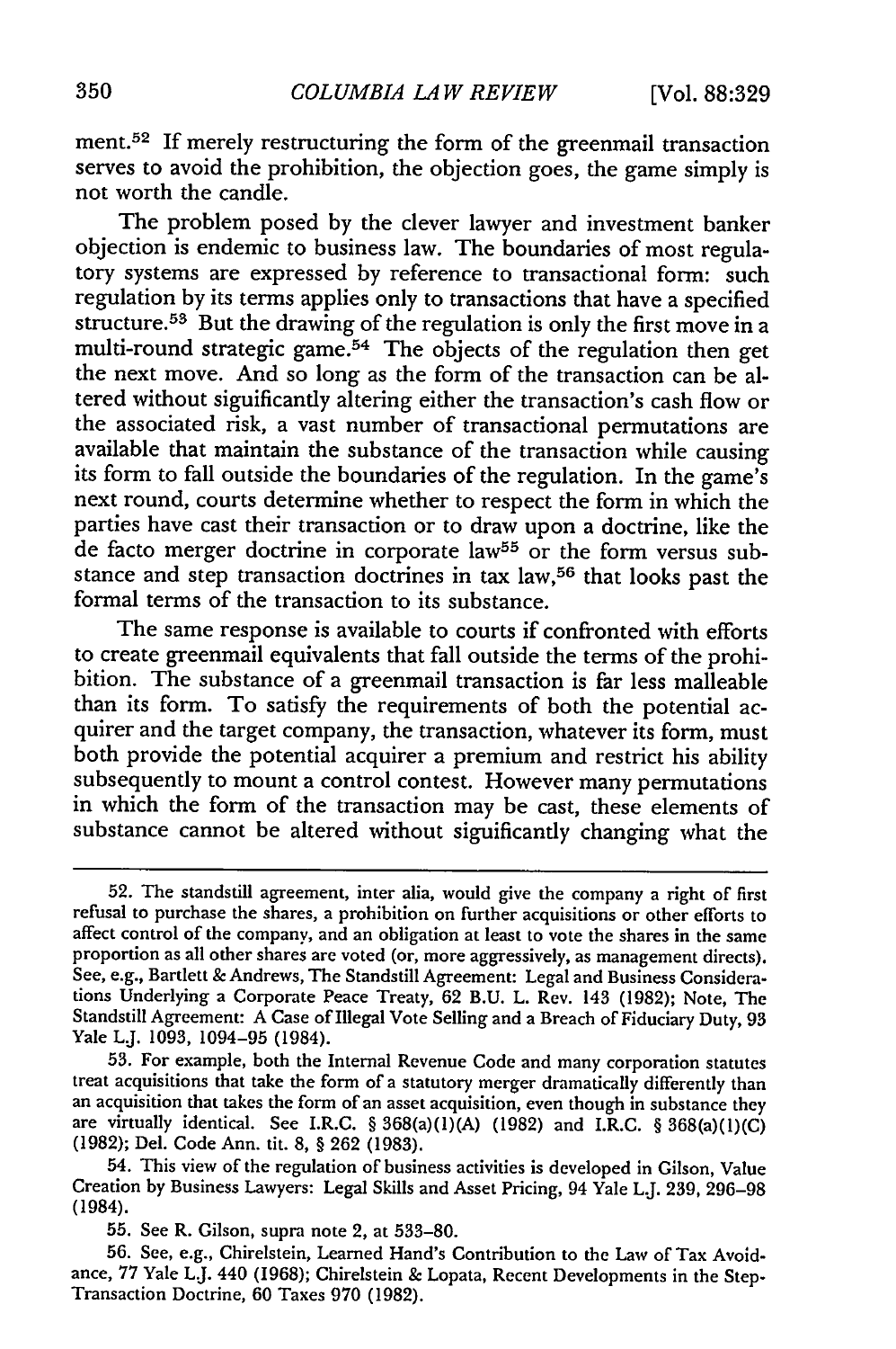ment.[52] If merely restructuring the form of the greenmail transaction serves to avoid the prohibition, the objection goes, the game simply is not worth the candle.

The problem posed by the clever lawyer and investment banker objection is endemic to business law. The boundaries of most regulatory systems are expressed by reference to transactional form: such regulation by its terms applies only to transactions that have a specified structure.[53] But the drawing of the regulation is only the first move in a multi-round strategic game.[54] The objects of the regulation then get the next move. And so long as the form of the transaction can be altered without siguificantly altering either the transaction's cash flow or the associated risk, a vast number of transactional permutations are available that maintain the substance of the transaction while causing its form to fall outside the boundaries of the regulation. In the game's next round, courts determine whether to respect the form in which the parties have cast their transaction or to draw upon a doctrine, like the de facto merger doctrine in corporate law[55] or the form versus substance and step transaction doctrines in tax law,[56] that looks past the formal terms of the transaction to its substance.

The same response is available to courts if confronted with efforts to create greenmail equivalents that fall outside the terms of the prohibition. The substance of a greenmail transaction is far less malleable than its form. To satisfy the requirements of both the potential acquirer and the target company, the transaction, whatever its form, must both provide the potential acquirer a premium and restrict his ability subsequently to mount a control contest. However many permutations in which the form of the transaction may be cast, these elements of substance cannot be altered without siguificantly changing what the

---

52. The standstill agreement, inter alia, would give the company a right of first refusal to purchase the shares, a prohibition on further acquisitions or other efforts to affect control of the company, and an obligation at least to vote the shares in the same proportion as all other shares are voted (or, more aggressively, as management directs). See, e.g., Bartlett & Andrews, The Standstill Agreement: Legal and Business Considerations Underlying a Corporate Peace Treaty, 62 B.U. L. Rev. 143 (1982); Note, The Standstill Agreement: A Case of Illegal Vote Selling and a Breach of Fiduciary Duty, 93 Yale L.J. 1093, 1094–95 (1984).

53. For example, both the Internal Revenue Code and many corporation statutes treat acquisitions that take the form of a statutory merger dramatically differently than an acquisition that takes the form of an asset acquisition, even though in substance they are virtually identical. See I.R.C. § 368(a)(1)(A) (1982) and I.R.C. § 368(a)(1)(C) (1982); Del. Code Ann. tit. 8, § 262 (1983).

54. This view of the regulation of business activities is developed in Gilson, Value Creation by Business Lawyers: Legal Skills and Asset Pricing, 94 Yale L.J. 239, 296–98 (1984).

55. See R. Gilson, supra note 2, at 533–80.

56. See, e.g., Chirelstein, Learned Hand's Contribution to the Law of Tax Avoidance, 77 Yale L.J. 440 (1968); Chirelstein & Lopata, Recent Developments in the Step-Transaction Doctrine, 60 Taxes 970 (1982).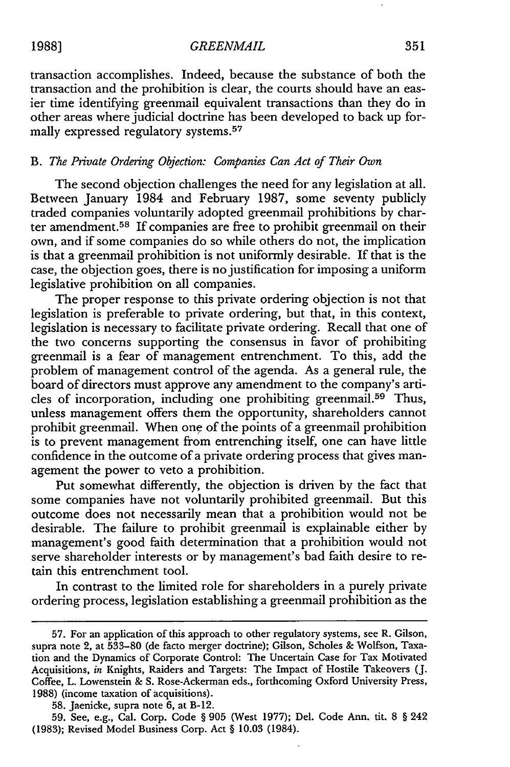transaction accomplishes. Indeed, because the substance of both the transaction and the prohibition is clear, the courts should have an easier time identifying greenmail equivalent transactions than they do in other areas where judicial doctrine has been developed to back up formally expressed regulatory systems.[57]

### B. *The Private Ordering Objection: Companies Can Act of Their Own*

The second objection challenges the need for any legislation at all. Between January 1984 and February 1987, some seventy publicly traded companies voluntarily adopted greenmail prohibitions by charter amendment.[58] If companies are free to prohibit greenmail on their own, and if some companies do so while others do not, the implication is that a greenmail prohibition is not uniformly desirable. If that is the case, the objection goes, there is no justification for imposing a uniform legislative prohibition on all companies.

The proper response to this private ordering objection is not that legislation is preferable to private ordering, but that, in this context, legislation is necessary to facilitate private ordering. Recall that one of the two concerns supporting the consensus in favor of prohibiting greenmail is a fear of management entrenchment. To this, add the problem of management control of the agenda. As a general rule, the board of directors must approve any amendment to the company's articles of incorporation, including one prohibiting greenmail.[59] Thus, unless management offers them the opportunity, shareholders cannot prohibit greenmail. When one of the points of a greenmail prohibition is to prevent management from entrenching itself, one can have little confidence in the outcome of a private ordering process that gives management the power to veto a prohibition.

Put somewhat differently, the objection is driven by the fact that some companies have not voluntarily prohibited greenmail. But this outcome does not necessarily mean that a prohibition would not be desirable. The failure to prohibit greenmail is explainable either by management's good faith determination that a prohibition would not serve shareholder interests or by management's bad faith desire to retain this entrenchment tool.

In contrast to the limited role for shareholders in a purely private ordering process, legislation establishing a greenmail prohibition as the

---

57. For an application of this approach to other regulatory systems, see R. Gilson, supra note 2, at 533–80 (de facto merger doctrine); Gilson, Scholes & Wolfson, Taxation and the Dynamics of Corporate Control: The Uncertain Case for Tax Motivated Acquisitions, *in* Knights, Raiders and Targets: The Impact of Hostile Takeovers (J. Coffee, L. Lowenstein & S. Rose-Ackerman eds., forthcoming Oxford University Press, 1988) (income taxation of acquisitions).

58. Jaenicke, supra note 6, at B-12.

59. See, e.g., Cal. Corp. Code § 905 (West 1977); Del. Code Ann. tit. 8 § 242 (1983); Revised Model Business Corp. Act § 10.03 (1984).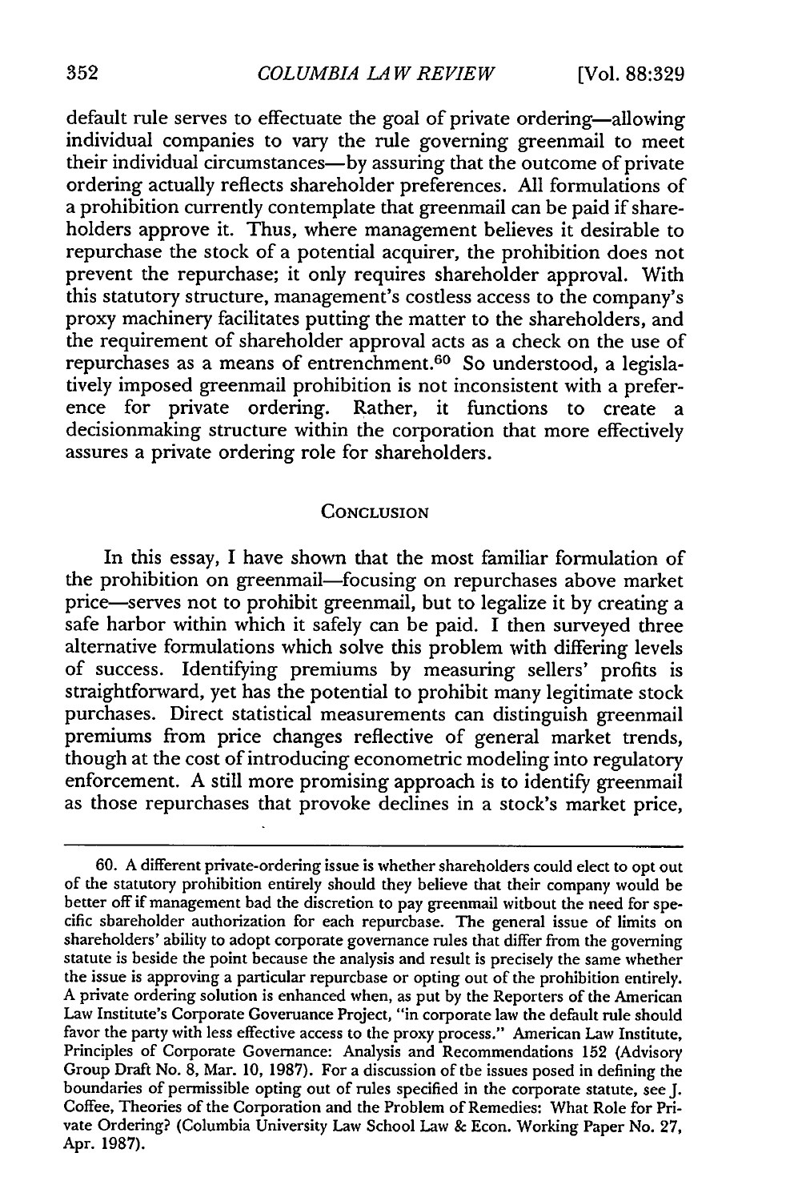default rule serves to effectuate the goal of private ordering—allowing individual companies to vary the rule governing greenmail to meet their individual circumstances—by assuring that the outcome of private ordering actually reflects shareholder preferences. All formulations of a prohibition currently contemplate that greenmail can be paid if shareholders approve it. Thus, where management believes it desirable to repurchase the stock of a potential acquirer, the prohibition does not prevent the repurchase; it only requires shareholder approval. With this statutory structure, management's costless access to the company's proxy machinery facilitates putting the matter to the shareholders, and the requirement of shareholder approval acts as a check on the use of repurchases as a means of entrenchment.[60] So understood, a legislatively imposed greenmail prohibition is not inconsistent with a preference for private ordering. Rather, it functions to create a decisionmaking structure within the corporation that more effectively assures a private ordering role for shareholders.

## CONCLUSION

In this essay, I have shown that the most familiar formulation of the prohibition on greenmail—focusing on repurchases above market price—serves not to prohibit greenmail, but to legalize it by creating a safe harbor within which it safely can be paid. I then surveyed three alternative formulations which solve this problem with differing levels of success. Identifying premiums by measuring sellers' profits is straightforward, yet has the potential to prohibit many legitimate stock purchases. Direct statistical measurements can distinguish greenmail premiums from price changes reflective of general market trends, though at the cost of introducing econometric modeling into regulatory enforcement. A still more promising approach is to identify greenmail as those repurchases that provoke declines in a stock's market price,

---

60. A different private-ordering issue is whether shareholders could elect to opt out of the statutory prohibition entirely should they believe that their company would be better off if management had the discretion to pay greenmail without the need for specific shareholder authorization for each repurchase. The general issue of limits on shareholders' ability to adopt corporate governance rules that differ from the governing statute is beside the point because the analysis and result is precisely the same whether the issue is approving a particular repurchase or opting out of the prohibition entirely. A private ordering solution is enhanced when, as put by the Reporters of the American Law Institute's Corporate Governance Project, "in corporate law the default rule should favor the party with less effective access to the proxy process." American Law Institute, Principles of Corporate Governance: Analysis and Recommendations 152 (Advisory Group Draft No. 8, Mar. 10, 1987). For a discussion of the issues posed in defining the boundaries of permissible opting out of rules specified in the corporate statute, see J. Coffee, Theories of the Corporation and the Problem of Remedies: What Role for Private Ordering? (Columbia University Law School Law & Econ. Working Paper No. 27, Apr. 1987).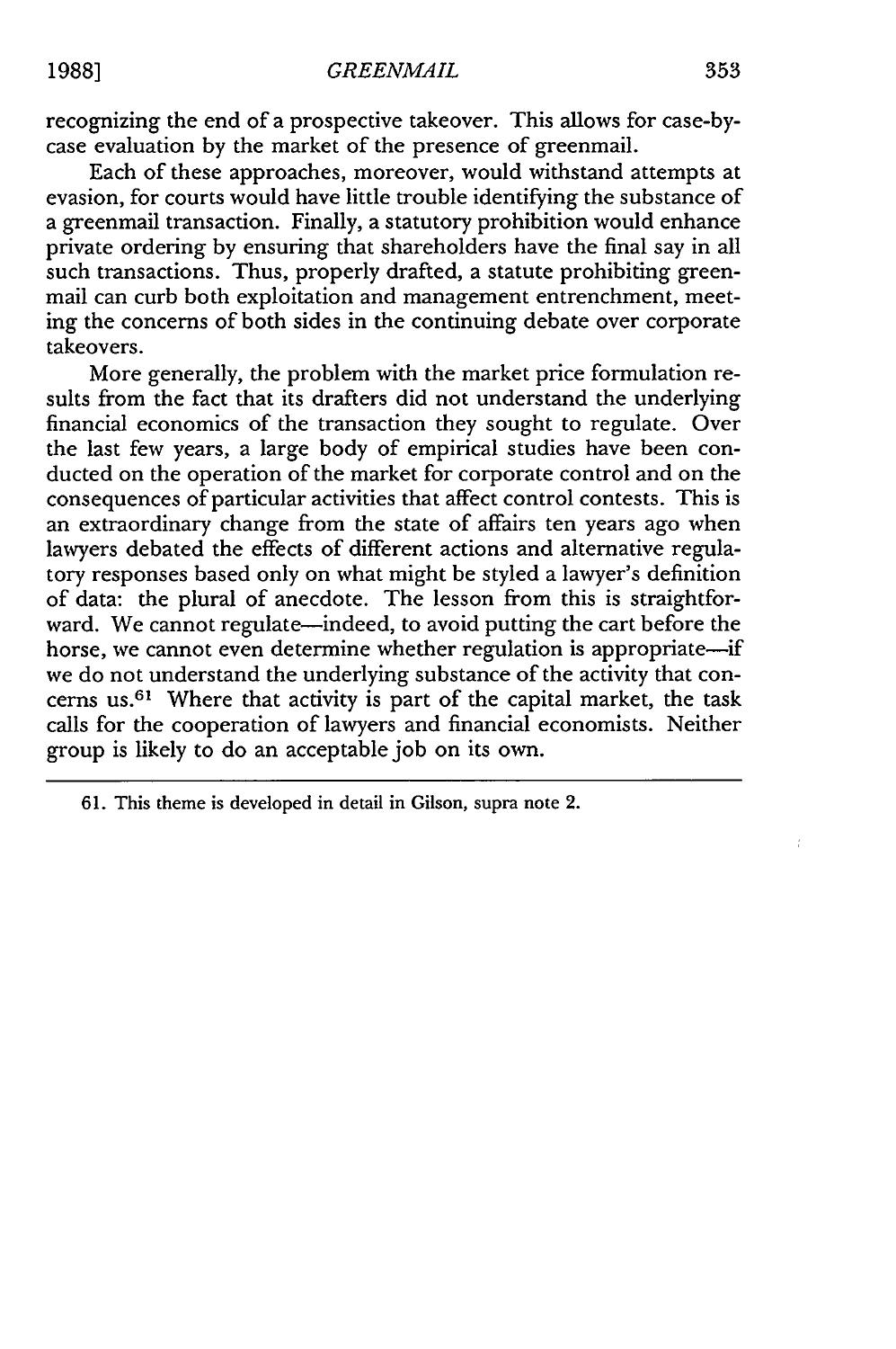recognizing the end of a prospective takeover. This allows for case-by-case evaluation by the market of the presence of greenmail.

Each of these approaches, moreover, would withstand attempts at evasion, for courts would have little trouble identifying the substance of a greenmail transaction. Finally, a statutory prohibition would enhance private ordering by ensuring that shareholders have the final say in all such transactions. Thus, properly drafted, a statute prohibiting greenmail can curb both exploitation and management entrenchment, meeting the concerns of both sides in the continuing debate over corporate takeovers.

More generally, the problem with the market price formulation results from the fact that its drafters did not understand the underlying financial economics of the transaction they sought to regulate. Over the last few years, a large body of empirical studies have been conducted on the operation of the market for corporate control and on the consequences of particular activities that affect control contests. This is an extraordinary change from the state of affairs ten years ago when lawyers debated the effects of different actions and alternative regulatory responses based only on what might be styled a lawyer's definition of data: the plural of anecdote. The lesson from this is straightforward. We cannot regulate—indeed, to avoid putting the cart before the horse, we cannot even determine whether regulation is appropriate—if we do not understand the underlying substance of the activity that concerns us.[61] Where that activity is part of the capital market, the task calls for the cooperation of lawyers and financial economists. Neither group is likely to do an acceptable job on its own.

---

61. This theme is developed in detail in Gilson, supra note 2.